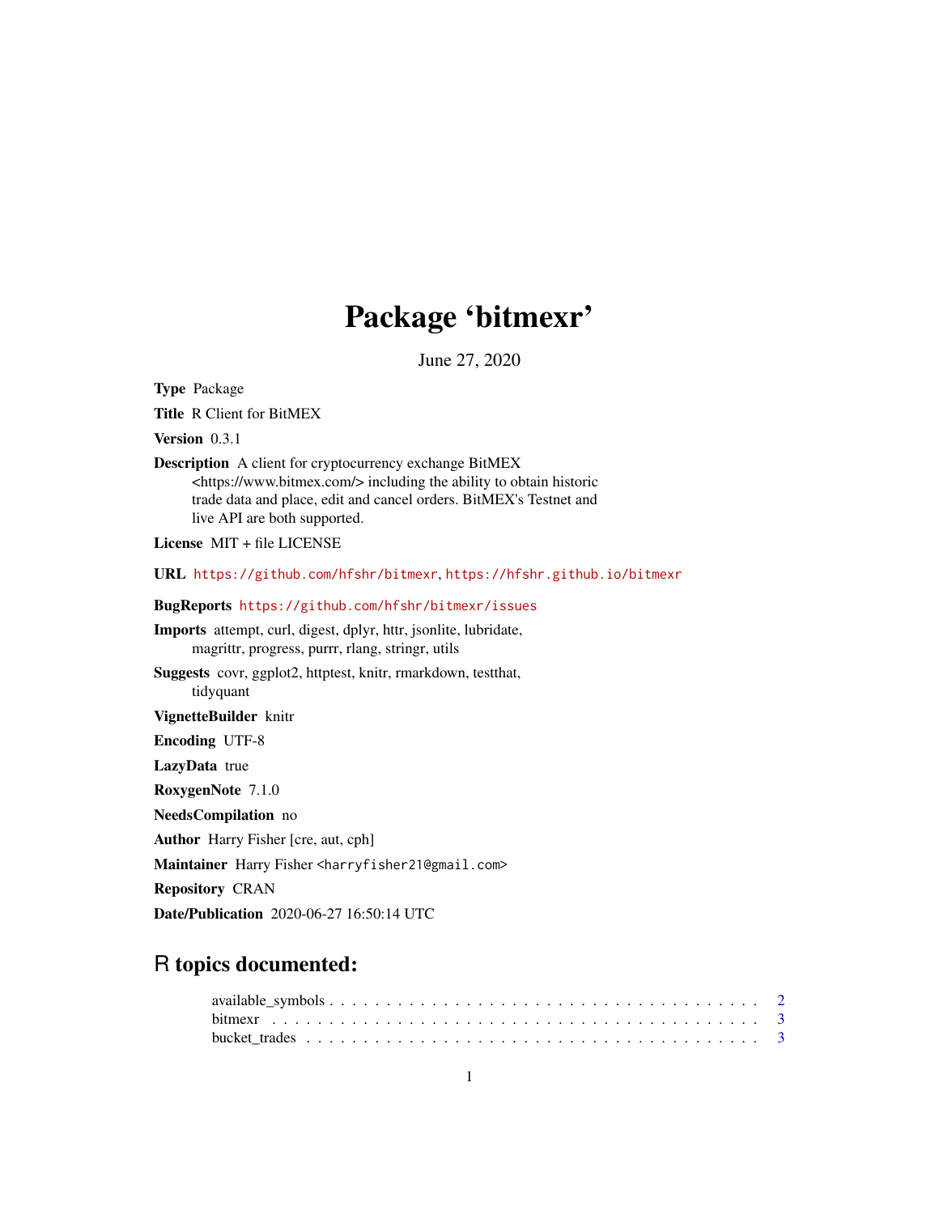# Package 'bitmexr'

June 27, 2020

**Type** Package

**Title** R Client for BitMEX

**Version** 0.3.1

**Description** A client for cryptocurrency exchange BitMEX <https://www.bitmex.com/> including the ability to obtain historic trade data and place, edit and cancel orders. BitMEX's Testnet and live API are both supported.

**License** MIT + file LICENSE

**URL** https://github.com/hfshr/bitmexr, https://hfshr.github.io/bitmexr

**BugReports** https://github.com/hfshr/bitmexr/issues

**Imports** attempt, curl, digest, dplyr, httr, jsonlite, lubridate, magrittr, progress, purrr, rlang, stringr, utils

**Suggests** covr, ggplot2, httptest, knitr, rmarkdown, testthat, tidyquant

**VignetteBuilder** knitr

**Encoding** UTF-8

**LazyData** true

**RoxygenNote** 7.1.0

**NeedsCompilation** no

**Author** Harry Fisher [cre, aut, cph]

**Maintainer** Harry Fisher <harryfisher21@gmail.com>

**Repository** CRAN

**Date/Publication** 2020-06-27 16:50:14 UTC

## R topics documented:

available_symbols . . . . . . . . . . . . . . . . . . . . . . . . . . . . . . . . . . . . 2
bitmexr . . . . . . . . . . . . . . . . . . . . . . . . . . . . . . . . . . . . . . . . . . 3
bucket_trades . . . . . . . . . . . . . . . . . . . . . . . . . . . . . . . . . . . . . . 3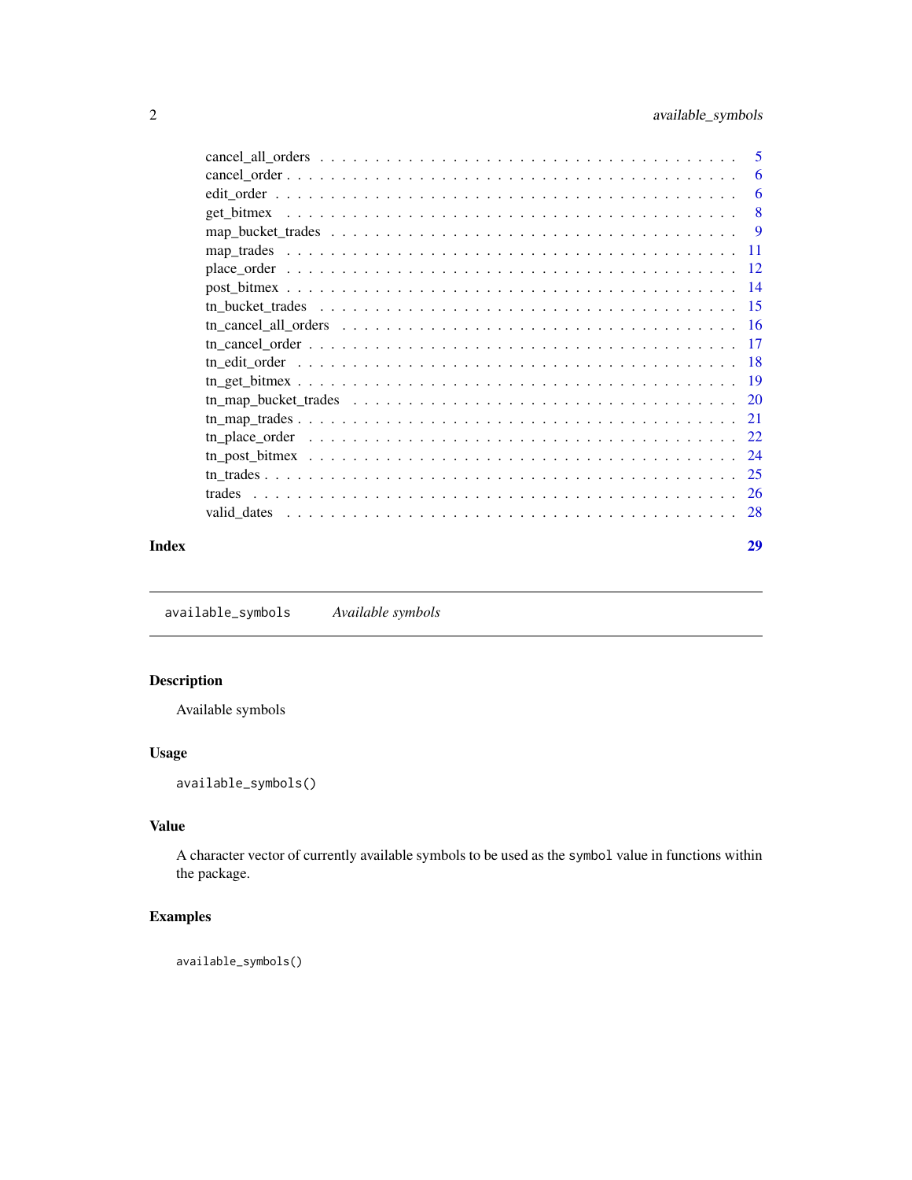cancel_all_orders . . . . . . . . . . . . . . . . . . . . . . . . . . . . . . . . . . . 5
cancel_order . . . . . . . . . . . . . . . . . . . . . . . . . . . . . . . . . . . . . 6
edit_order . . . . . . . . . . . . . . . . . . . . . . . . . . . . . . . . . . . . . . 6
get_bitmex . . . . . . . . . . . . . . . . . . . . . . . . . . . . . . . . . . . . . . 8
map_bucket_trades . . . . . . . . . . . . . . . . . . . . . . . . . . . . . . . . . . 9
map_trades . . . . . . . . . . . . . . . . . . . . . . . . . . . . . . . . . . . . . . 11
place_order . . . . . . . . . . . . . . . . . . . . . . . . . . . . . . . . . . . . . 12
post_bitmex . . . . . . . . . . . . . . . . . . . . . . . . . . . . . . . . . . . . . 14
tn_bucket_trades . . . . . . . . . . . . . . . . . . . . . . . . . . . . . . . . . . 15
tn_cancel_all_orders . . . . . . . . . . . . . . . . . . . . . . . . . . . . . . . . 16
tn_cancel_order . . . . . . . . . . . . . . . . . . . . . . . . . . . . . . . . . . . 17
tn_edit_order . . . . . . . . . . . . . . . . . . . . . . . . . . . . . . . . . . . . 18
tn_get_bitmex . . . . . . . . . . . . . . . . . . . . . . . . . . . . . . . . . . . . 19
tn_map_bucket_trades . . . . . . . . . . . . . . . . . . . . . . . . . . . . . . . . 20
tn_map_trades . . . . . . . . . . . . . . . . . . . . . . . . . . . . . . . . . . . . 21
tn_place_order . . . . . . . . . . . . . . . . . . . . . . . . . . . . . . . . . . . . 22
tn_post_bitmex . . . . . . . . . . . . . . . . . . . . . . . . . . . . . . . . . . . . 24
tn_trades . . . . . . . . . . . . . . . . . . . . . . . . . . . . . . . . . . . . . . . 25
trades . . . . . . . . . . . . . . . . . . . . . . . . . . . . . . . . . . . . . . . . 26
valid_dates . . . . . . . . . . . . . . . . . . . . . . . . . . . . . . . . . . . . . 28

**Index** **29**

---

`available_symbols` *Available symbols*

---

## Description

Available symbols

## Usage

```
available_symbols()
```

## Value

A character vector of currently available symbols to be used as the `symbol` value in functions within the package.

## Examples

```
available_symbols()
```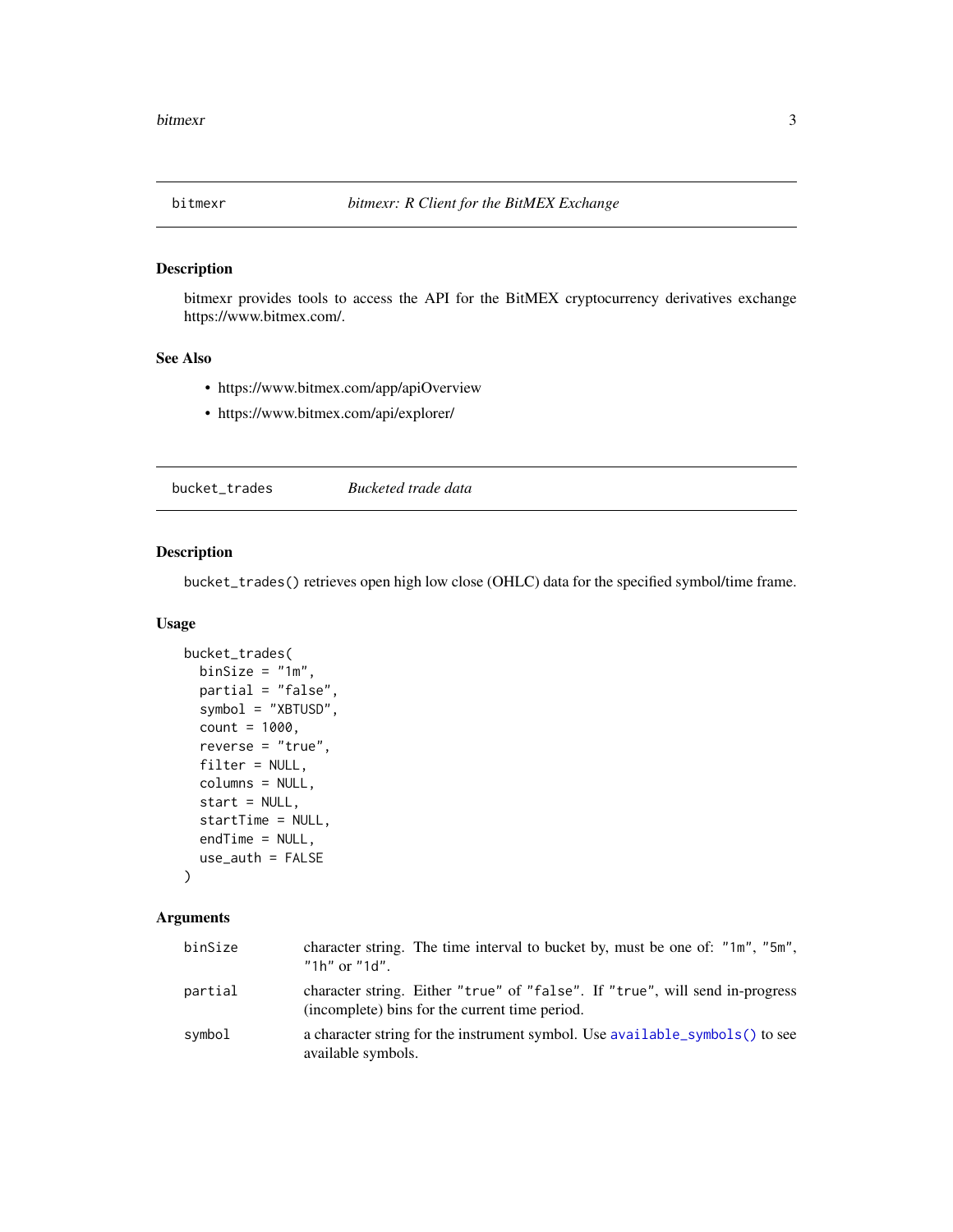## bitmexr — *bitmexr: R Client for the BitMEX Exchange*

### Description

bitmexr provides tools to access the API for the BitMEX cryptocurrency derivatives exchange https://www.bitmex.com/.

### See Also

- https://www.bitmex.com/app/apiOverview
- https://www.bitmex.com/api/explorer/

## bucket_trades — *Bucketed trade data*

### Description

`bucket_trades()` retrieves open high low close (OHLC) data for the specified symbol/time frame.

### Usage

```
bucket_trades(
  binSize = "1m",
  partial = "false",
  symbol = "XBTUSD",
  count = 1000,
  reverse = "true",
  filter = NULL,
  columns = NULL,
  start = NULL,
  startTime = NULL,
  endTime = NULL,
  use_auth = FALSE
)
```

### Arguments

| | |
|---|---|
| `binSize` | character string. The time interval to bucket by, must be one of: `"1m"`, `"5m"`, `"1h"` or `"1d"`. |
| `partial` | character string. Either `"true"` of `"false"`. If `"true"`, will send in-progress (incomplete) bins for the current time period. |
| `symbol` | a character string for the instrument symbol. Use `available_symbols()` to see available symbols. |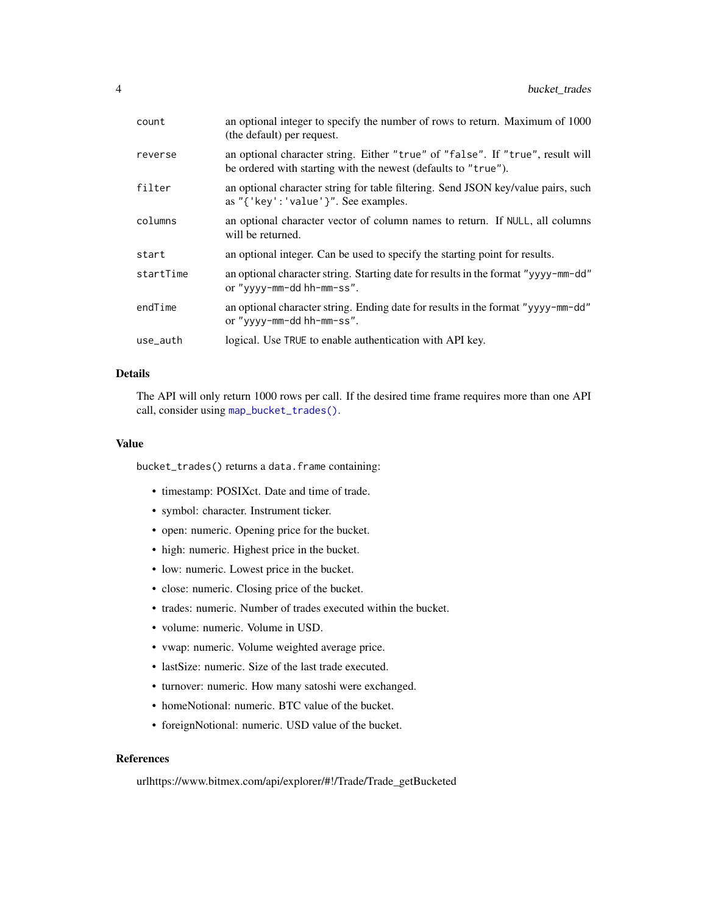| | |
|---|---|
| `count` | an optional integer to specify the number of rows to return. Maximum of 1000 (the default) per request. |
| `reverse` | an optional character string. Either `"true"` of `"false"`. If `"true"`, result will be ordered with starting with the newest (defaults to `"true"`). |
| `filter` | an optional character string for table filtering. Send JSON key/value pairs, such as `"{'key':'value'}"`. See examples. |
| `columns` | an optional character vector of column names to return. If `NULL`, all columns will be returned. |
| `start` | an optional integer. Can be used to specify the starting point for results. |
| `startTime` | an optional character string. Starting date for results in the format `"yyyy-mm-dd"` or `"yyyy-mm-dd hh-mm-ss"`. |
| `endTime` | an optional character string. Ending date for results in the format `"yyyy-mm-dd"` or `"yyyy-mm-dd hh-mm-ss"`. |
| `use_auth` | logical. Use `TRUE` to enable authentication with API key. |

## Details

The API will only return 1000 rows per call. If the desired time frame requires more than one API call, consider using `map_bucket_trades()`.

## Value

`bucket_trades()` returns a `data.frame` containing:

- timestamp: POSIXct. Date and time of trade.
- symbol: character. Instrument ticker.
- open: numeric. Opening price for the bucket.
- high: numeric. Highest price in the bucket.
- low: numeric. Lowest price in the bucket.
- close: numeric. Closing price of the bucket.
- trades: numeric. Number of trades executed within the bucket.
- volume: numeric. Volume in USD.
- vwap: numeric. Volume weighted average price.
- lastSize: numeric. Size of the last trade executed.
- turnover: numeric. How many satoshi were exchanged.
- homeNotional: numeric. BTC value of the bucket.
- foreignNotional: numeric. USD value of the bucket.

## References

urlhttps://www.bitmex.com/api/explorer/#!/Trade/Trade_getBucketed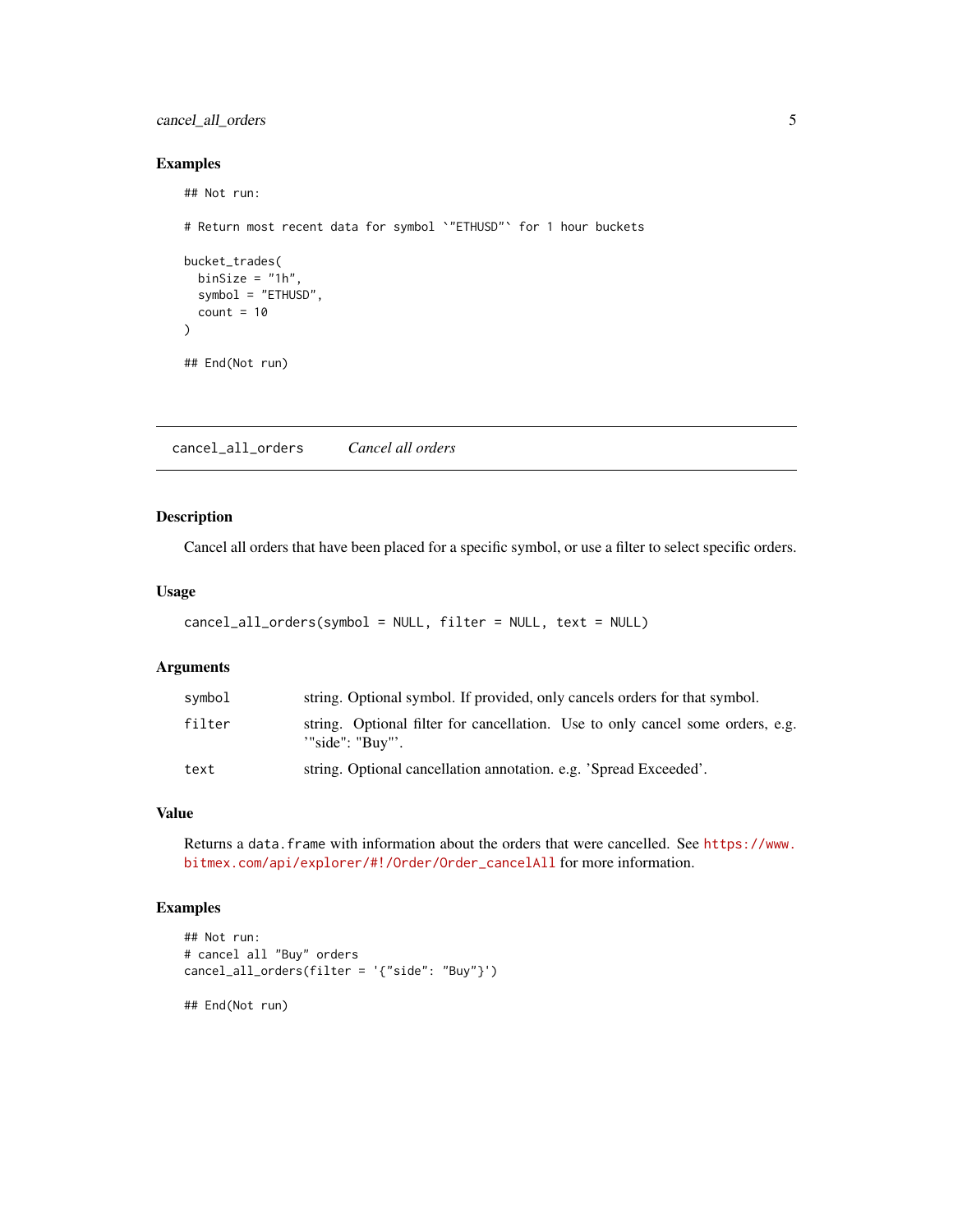## Examples

```
## Not run:

# Return most recent data for symbol `"ETHUSD"` for 1 hour buckets

bucket_trades(
  binSize = "1h",
  symbol = "ETHUSD",
  count = 10
)

## End(Not run)
```

---

`cancel_all_orders` *Cancel all orders*

---

## Description

Cancel all orders that have been placed for a specific symbol, or use a filter to select specific orders.

## Usage

```
cancel_all_orders(symbol = NULL, filter = NULL, text = NULL)
```

## Arguments

| | |
|---|---|
| `symbol` | string. Optional symbol. If provided, only cancels orders for that symbol. |
| `filter` | string. Optional filter for cancellation. Use to only cancel some orders, e.g. '"side": "Buy"'. |
| `text` | string. Optional cancellation annotation. e.g. 'Spread Exceeded'. |

## Value

Returns a `data.frame` with information about the orders that were cancelled. See https://www.bitmex.com/api/explorer/#!/Order/Order_cancelAll for more information.

## Examples

```
## Not run:
# cancel all "Buy" orders
cancel_all_orders(filter = '{"side": "Buy"}')

## End(Not run)
```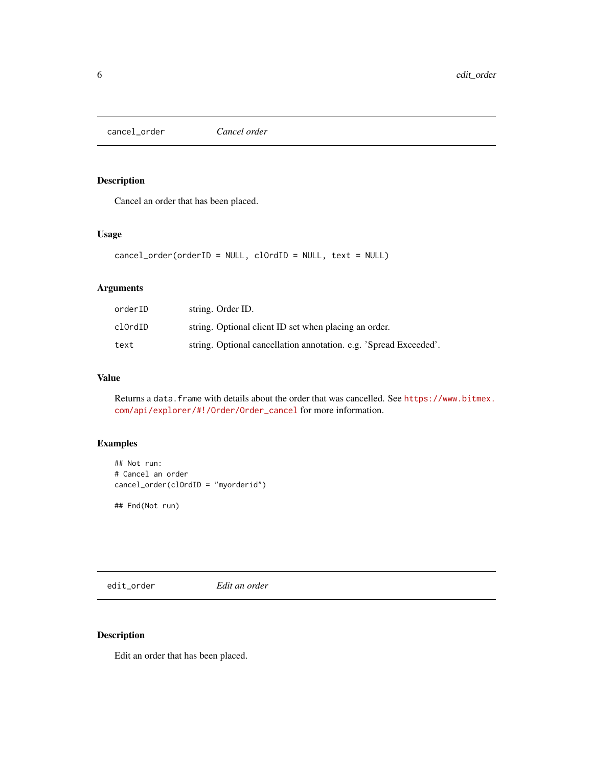## cancel_order — *Cancel order*

### Description

Cancel an order that has been placed.

### Usage

```
cancel_order(orderID = NULL, clOrdID = NULL, text = NULL)
```

### Arguments

| | |
|---|---|
| orderID | string. Order ID. |
| clOrdID | string. Optional client ID set when placing an order. |
| text | string. Optional cancellation annotation. e.g. 'Spread Exceeded'. |

### Value

Returns a `data.frame` with details about the order that was cancelled. See https://www.bitmex.com/api/explorer/#!/Order/Order_cancel for more information.

### Examples

```
## Not run:
# Cancel an order
cancel_order(clOrdID = "myorderid")

## End(Not run)
```

## edit_order — *Edit an order*

### Description

Edit an order that has been placed.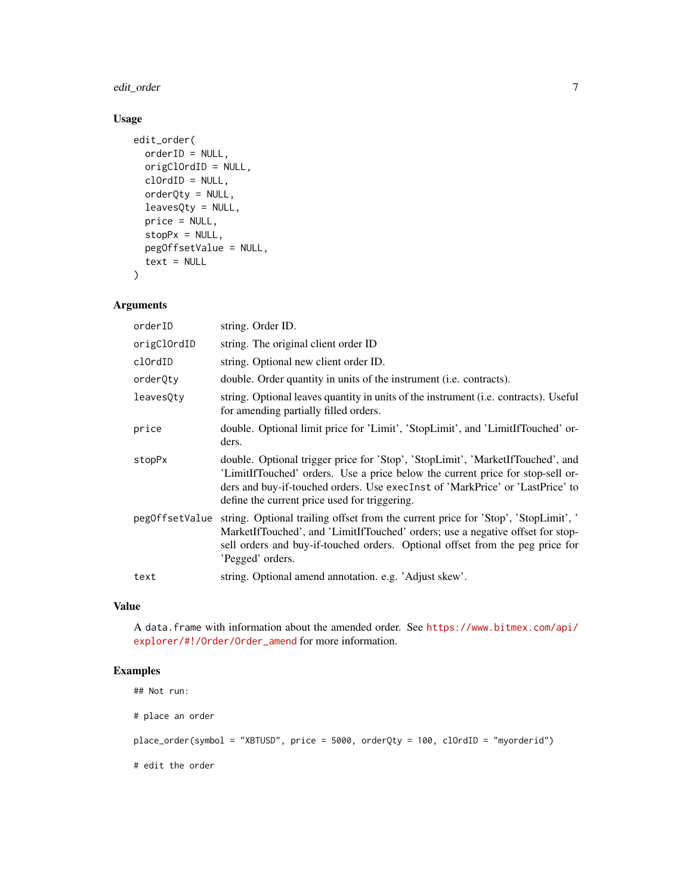### Usage

```
edit_order(
  orderID = NULL,
  origClOrdID = NULL,
  clOrdID = NULL,
  orderQty = NULL,
  leavesQty = NULL,
  price = NULL,
  stopPx = NULL,
  pegOffsetValue = NULL,
  text = NULL
)
```

### Arguments

| | |
|---|---|
| `orderID` | string. Order ID. |
| `origClOrdID` | string. The original client order ID |
| `clOrdID` | string. Optional new client order ID. |
| `orderQty` | double. Order quantity in units of the instrument (i.e. contracts). |
| `leavesQty` | string. Optional leaves quantity in units of the instrument (i.e. contracts). Useful for amending partially filled orders. |
| `price` | double. Optional limit price for 'Limit', 'StopLimit', and 'LimitIfTouched' orders. |
| `stopPx` | double. Optional trigger price for 'Stop', 'StopLimit', 'MarketIfTouched', and 'LimitIfTouched' orders. Use a price below the current price for stop-sell orders and buy-if-touched orders. Use `execInst` of 'MarkPrice' or 'LastPrice' to define the current price used for triggering. |
| `pegOffsetValue` | string. Optional trailing offset from the current price for 'Stop', 'StopLimit', ' MarketIfTouched', and 'LimitIfTouched' orders; use a negative offset for stop-sell orders and buy-if-touched orders. Optional offset from the peg price for 'Pegged' orders. |
| `text` | string. Optional amend annotation. e.g. 'Adjust skew'. |

### Value

A `data.frame` with information about the amended order. See https://www.bitmex.com/api/explorer/#!/Order/Order_amend for more information.

### Examples

```
## Not run:

# place an order

place_order(symbol = "XBTUSD", price = 5000, orderQty = 100, clOrdID = "myorderid")

# edit the order
```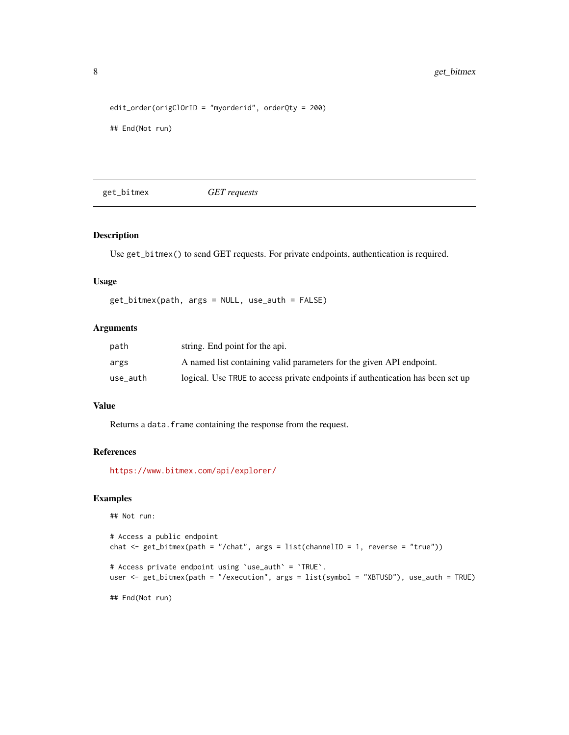```
edit_order(origClOrID = "myorderid", orderQty = 200)

## End(Not run)
```

## get_bitmex — *GET requests*

### Description

Use `get_bitmex()` to send GET requests. For private endpoints, authentication is required.

### Usage

```
get_bitmex(path, args = NULL, use_auth = FALSE)
```

### Arguments

| | |
|---|---|
| `path` | string. End point for the api. |
| `args` | A named list containing valid parameters for the given API endpoint. |
| `use_auth` | logical. Use `TRUE` to access private endpoints if authentication has been set up |

### Value

Returns a `data.frame` containing the response from the request.

### References

https://www.bitmex.com/api/explorer/

### Examples

```
## Not run:

# Access a public endpoint
chat <- get_bitmex(path = "/chat", args = list(channelID = 1, reverse = "true"))

# Access private endpoint using `use_auth` = `TRUE`.
user <- get_bitmex(path = "/execution", args = list(symbol = "XBTUSD"), use_auth = TRUE)

## End(Not run)
```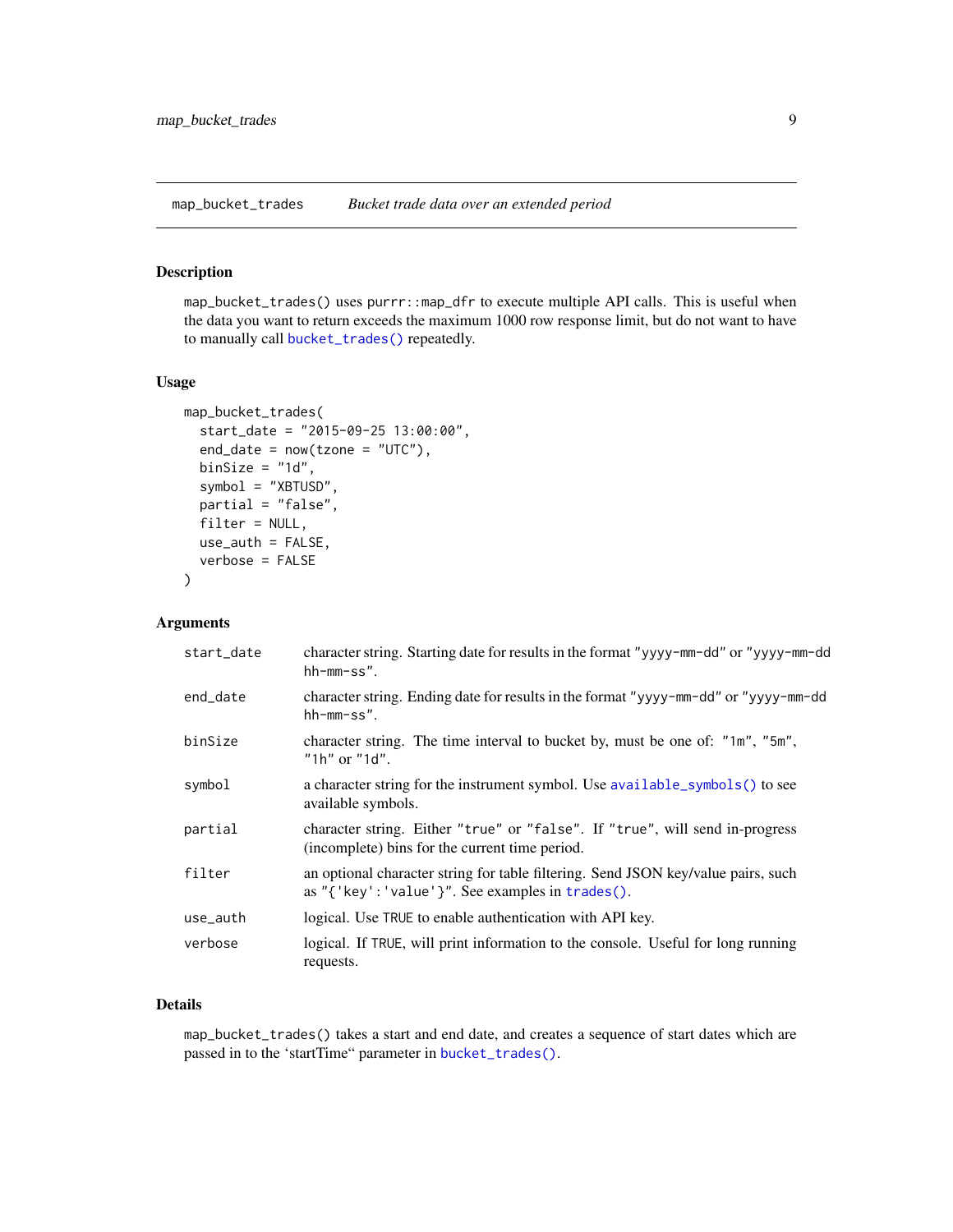## map_bucket_trades — *Bucket trade data over an extended period*

### Description

map_bucket_trades() uses purrr::map_dfr to execute multiple API calls. This is useful when the data you want to return exceeds the maximum 1000 row response limit, but do not want to have to manually call bucket_trades() repeatedly.

### Usage

```
map_bucket_trades(
  start_date = "2015-09-25 13:00:00",
  end_date = now(tzone = "UTC"),
  binSize = "1d",
  symbol = "XBTUSD",
  partial = "false",
  filter = NULL,
  use_auth = FALSE,
  verbose = FALSE
)
```

### Arguments

| | |
|---|---|
| start_date | character string. Starting date for results in the format "yyyy-mm-dd" or "yyyy-mm-dd hh-mm-ss". |
| end_date | character string. Ending date for results in the format "yyyy-mm-dd" or "yyyy-mm-dd hh-mm-ss". |
| binSize | character string. The time interval to bucket by, must be one of: "1m", "5m", "1h" or "1d". |
| symbol | a character string for the instrument symbol. Use available_symbols() to see available symbols. |
| partial | character string. Either "true" or "false". If "true", will send in-progress (incomplete) bins for the current time period. |
| filter | an optional character string for table filtering. Send JSON key/value pairs, such as "{'key':'value'}". See examples in trades(). |
| use_auth | logical. Use TRUE to enable authentication with API key. |
| verbose | logical. If TRUE, will print information to the console. Useful for long running requests. |

### Details

map_bucket_trades() takes a start and end date, and creates a sequence of start dates which are passed in to the 'startTime' parameter in bucket_trades().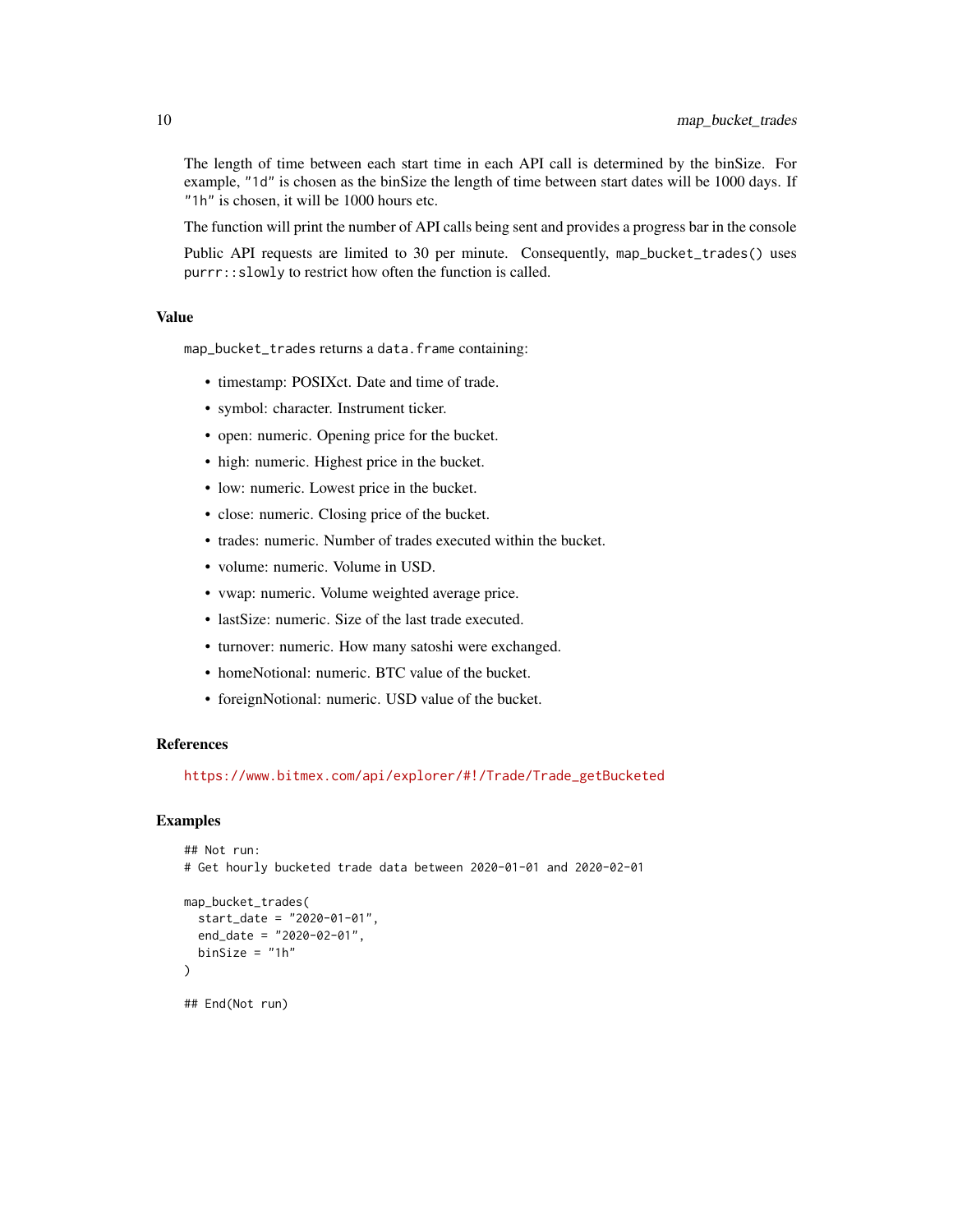The length of time between each start time in each API call is determined by the binSize. For example, `"1d"` is chosen as the binSize the length of time between start dates will be 1000 days. If `"1h"` is chosen, it will be 1000 hours etc.

The function will print the number of API calls being sent and provides a progress bar in the console

Public API requests are limited to 30 per minute. Consequently, `map_bucket_trades()` uses `purrr::slowly` to restrict how often the function is called.

## Value

`map_bucket_trades` returns a `data.frame` containing:

- timestamp: POSIXct. Date and time of trade.
- symbol: character. Instrument ticker.
- open: numeric. Opening price for the bucket.
- high: numeric. Highest price in the bucket.
- low: numeric. Lowest price in the bucket.
- close: numeric. Closing price of the bucket.
- trades: numeric. Number of trades executed within the bucket.
- volume: numeric. Volume in USD.
- vwap: numeric. Volume weighted average price.
- lastSize: numeric. Size of the last trade executed.
- turnover: numeric. How many satoshi were exchanged.
- homeNotional: numeric. BTC value of the bucket.
- foreignNotional: numeric. USD value of the bucket.

## References

https://www.bitmex.com/api/explorer/#!/Trade/Trade_getBucketed

## Examples

```
## Not run:
# Get hourly bucketed trade data between 2020-01-01 and 2020-02-01

map_bucket_trades(
  start_date = "2020-01-01",
  end_date = "2020-02-01",
  binSize = "1h"
)

## End(Not run)
```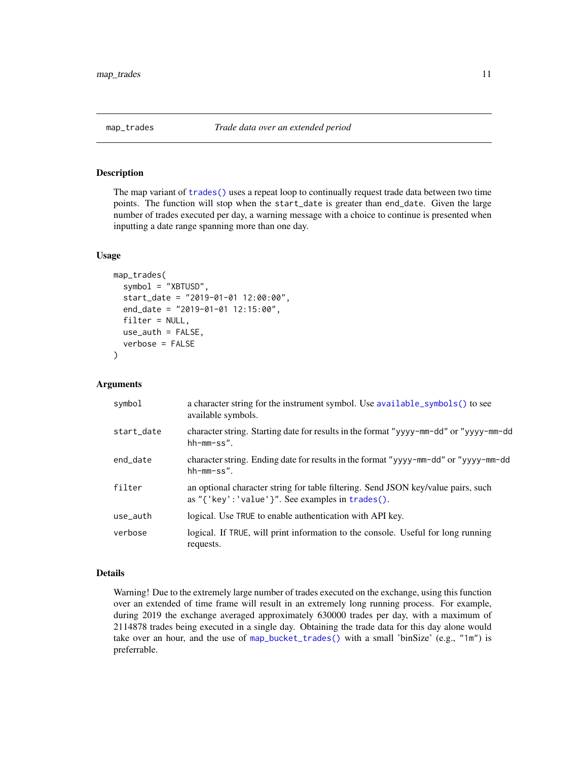## map_trades — *Trade data over an extended period*

### Description

The map variant of `trades()` uses a repeat loop to continually request trade data between two time points. The function will stop when the `start_date` is greater than `end_date`. Given the large number of trades executed per day, a warning message with a choice to continue is presented when inputting a date range spanning more than one day.

### Usage

```
map_trades(
  symbol = "XBTUSD",
  start_date = "2019-01-01 12:00:00",
  end_date = "2019-01-01 12:15:00",
  filter = NULL,
  use_auth = FALSE,
  verbose = FALSE
)
```

### Arguments

| | |
|---|---|
| `symbol` | a character string for the instrument symbol. Use `available_symbols()` to see available symbols. |
| `start_date` | character string. Starting date for results in the format "yyyy-mm-dd" or "yyyy-mm-dd hh-mm-ss". |
| `end_date` | character string. Ending date for results in the format "yyyy-mm-dd" or "yyyy-mm-dd hh-mm-ss". |
| `filter` | an optional character string for table filtering. Send JSON key/value pairs, such as "{'key':'value'}". See examples in `trades()`. |
| `use_auth` | logical. Use `TRUE` to enable authentication with API key. |
| `verbose` | logical. If `TRUE`, will print information to the console. Useful for long running requests. |

### Details

Warning! Due to the extremely large number of trades executed on the exchange, using this function over an extended of time frame will result in an extremely long running process. For example, during 2019 the exchange averaged approximately 630000 trades per day, with a maximum of 2114878 trades being executed in a single day. Obtaining the trade data for this day alone would take over an hour, and the use of `map_bucket_trades()` with a small 'binSize' (e.g., "1m") is preferrable.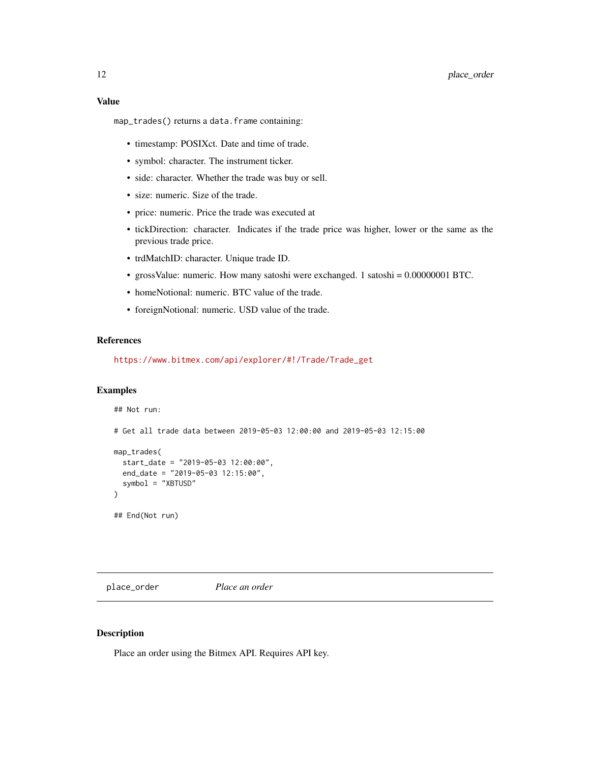### Value

`map_trades()` returns a `data.frame` containing:

- timestamp: POSIXct. Date and time of trade.
- symbol: character. The instrument ticker.
- side: character. Whether the trade was buy or sell.
- size: numeric. Size of the trade.
- price: numeric. Price the trade was executed at
- tickDirection: character. Indicates if the trade price was higher, lower or the same as the previous trade price.
- trdMatchID: character. Unique trade ID.
- grossValue: numeric. How many satoshi were exchanged. 1 satoshi = 0.00000001 BTC.
- homeNotional: numeric. BTC value of the trade.
- foreignNotional: numeric. USD value of the trade.

### References

https://www.bitmex.com/api/explorer/#!/Trade/Trade_get

### Examples

```
## Not run:

# Get all trade data between 2019-05-03 12:00:00 and 2019-05-03 12:15:00

map_trades(
  start_date = "2019-05-03 12:00:00",
  end_date = "2019-05-03 12:15:00",
  symbol = "XBTUSD"
)

## End(Not run)
```

---

## place_order *Place an order*

### Description

Place an order using the Bitmex API. Requires API key.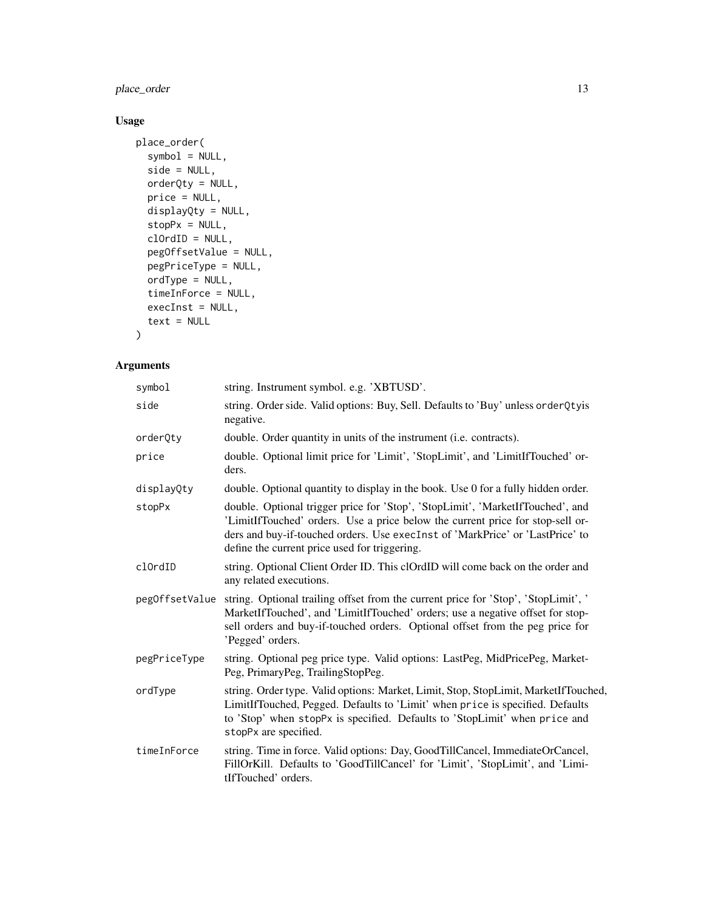## Usage

```
place_order(
  symbol = NULL,
  side = NULL,
  orderQty = NULL,
  price = NULL,
  displayQty = NULL,
  stopPx = NULL,
  clOrdID = NULL,
  pegOffsetValue = NULL,
  pegPriceType = NULL,
  ordType = NULL,
  timeInForce = NULL,
  execInst = NULL,
  text = NULL
)
```

## Arguments

| | |
|---|---|
| `symbol` | string. Instrument symbol. e.g. 'XBTUSD'. |
| `side` | string. Order side. Valid options: Buy, Sell. Defaults to 'Buy' unless `orderQty`is negative. |
| `orderQty` | double. Order quantity in units of the instrument (i.e. contracts). |
| `price` | double. Optional limit price for 'Limit', 'StopLimit', and 'LimitIfTouched' orders. |
| `displayQty` | double. Optional quantity to display in the book. Use 0 for a fully hidden order. |
| `stopPx` | double. Optional trigger price for 'Stop', 'StopLimit', 'MarketIfTouched', and 'LimitIfTouched' orders. Use a price below the current price for stop-sell orders and buy-if-touched orders. Use `execInst` of 'MarkPrice' or 'LastPrice' to define the current price used for triggering. |
| `clOrdID` | string. Optional Client Order ID. This clOrdID will come back on the order and any related executions. |
| `pegOffsetValue` | string. Optional trailing offset from the current price for 'Stop', 'StopLimit', ' MarketIfTouched', and 'LimitIfTouched' orders; use a negative offset for stop-sell orders and buy-if-touched orders. Optional offset from the peg price for 'Pegged' orders. |
| `pegPriceType` | string. Optional peg price type. Valid options: LastPeg, MidPricePeg, MarketPeg, PrimaryPeg, TrailingStopPeg. |
| `ordType` | string. Order type. Valid options: Market, Limit, Stop, StopLimit, MarketIfTouched, LimitIfTouched, Pegged. Defaults to 'Limit' when `price` is specified. Defaults to 'Stop' when `stopPx` is specified. Defaults to 'StopLimit' when `price` and `stopPx` are specified. |
| `timeInForce` | string. Time in force. Valid options: Day, GoodTillCancel, ImmediateOrCancel, FillOrKill. Defaults to 'GoodTillCancel' for 'Limit', 'StopLimit', and 'LimitIfTouched' orders. |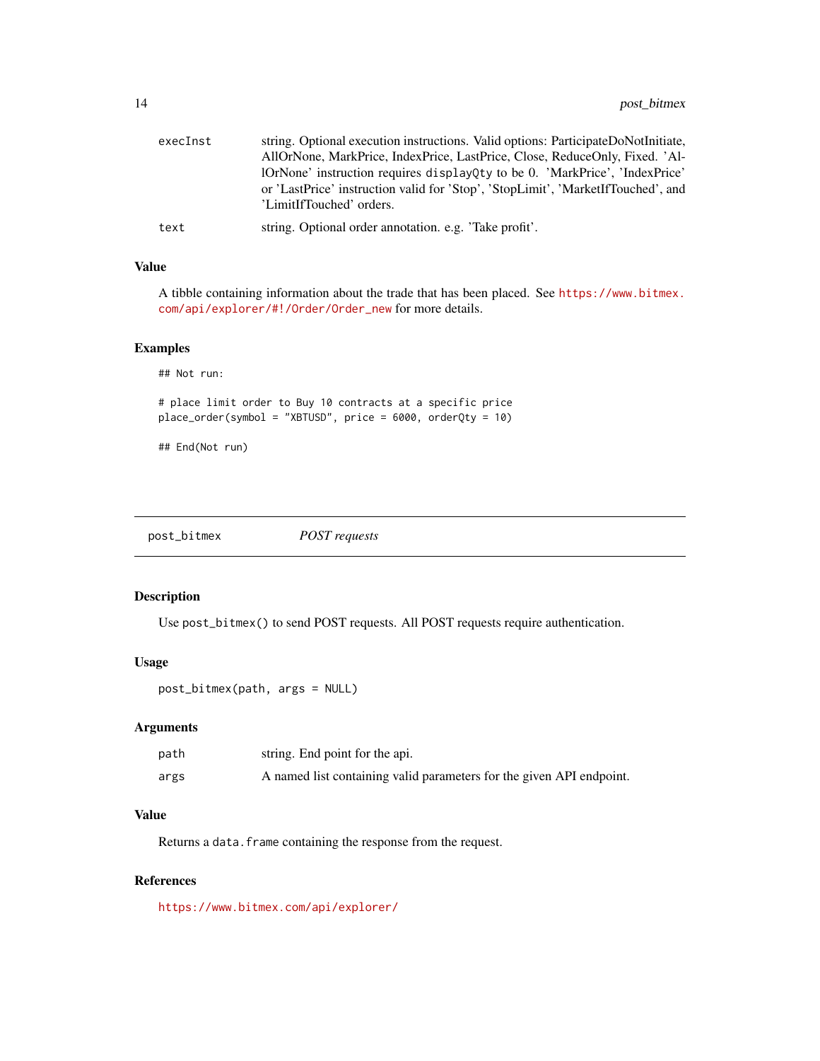| | |
|---|---|
| execInst | string. Optional execution instructions. Valid options: ParticipateDoNotInitiate, AllOrNone, MarkPrice, IndexPrice, LastPrice, Close, ReduceOnly, Fixed. 'AllOrNone' instruction requires `displayQty` to be 0. 'MarkPrice', 'IndexPrice' or 'LastPrice' instruction valid for 'Stop', 'StopLimit', 'MarketIfTouched', and 'LimitIfTouched' orders. |
| text | string. Optional order annotation. e.g. 'Take profit'. |

### Value

A tibble containing information about the trade that has been placed. See https://www.bitmex.com/api/explorer/#!/Order/Order_new for more details.

### Examples

```
## Not run:

# place limit order to Buy 10 contracts at a specific price
place_order(symbol = "XBTUSD", price = 6000, orderQty = 10)

## End(Not run)
```

---

## post_bitmex *POST requests*

### Description

Use `post_bitmex()` to send POST requests. All POST requests require authentication.

### Usage

```
post_bitmex(path, args = NULL)
```

### Arguments

| | |
|---|---|
| path | string. End point for the api. |
| args | A named list containing valid parameters for the given API endpoint. |

### Value

Returns a `data.frame` containing the response from the request.

### References

https://www.bitmex.com/api/explorer/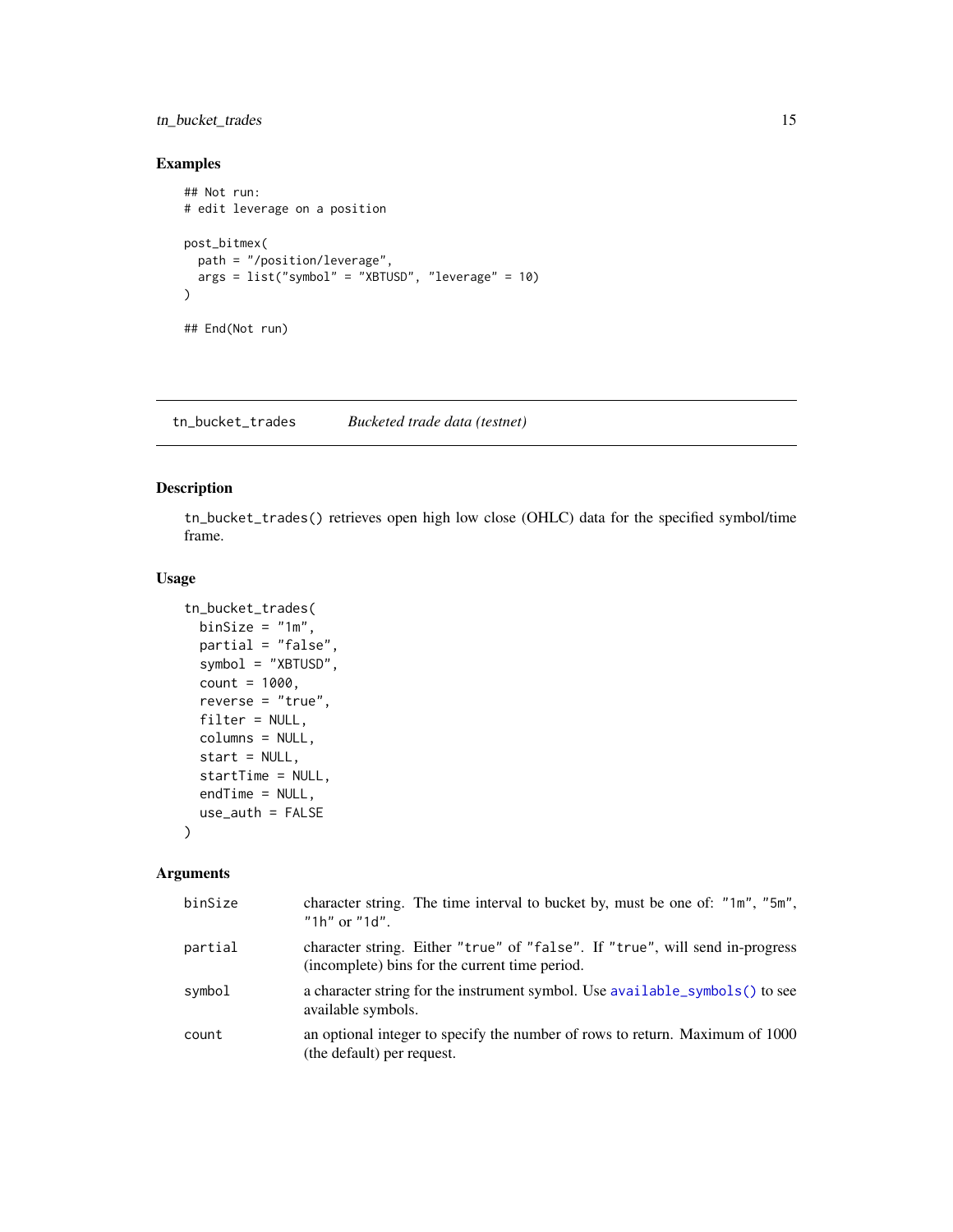### Examples

```
## Not run:
# edit leverage on a position

post_bitmex(
  path = "/position/leverage",
  args = list("symbol" = "XBTUSD", "leverage" = 10)
)

## End(Not run)
```

---

## tn_bucket_trades *Bucketed trade data (testnet)*

---

### Description

`tn_bucket_trades()` retrieves open high low close (OHLC) data for the specified symbol/time frame.

### Usage

```
tn_bucket_trades(
  binSize = "1m",
  partial = "false",
  symbol = "XBTUSD",
  count = 1000,
  reverse = "true",
  filter = NULL,
  columns = NULL,
  start = NULL,
  startTime = NULL,
  endTime = NULL,
  use_auth = FALSE
)
```

### Arguments

| | |
|---|---|
| binSize | character string. The time interval to bucket by, must be one of: "1m", "5m", "1h" or "1d". |
| partial | character string. Either "true" of "false". If "true", will send in-progress (incomplete) bins for the current time period. |
| symbol | a character string for the instrument symbol. Use available_symbols() to see available symbols. |
| count | an optional integer to specify the number of rows to return. Maximum of 1000 (the default) per request. |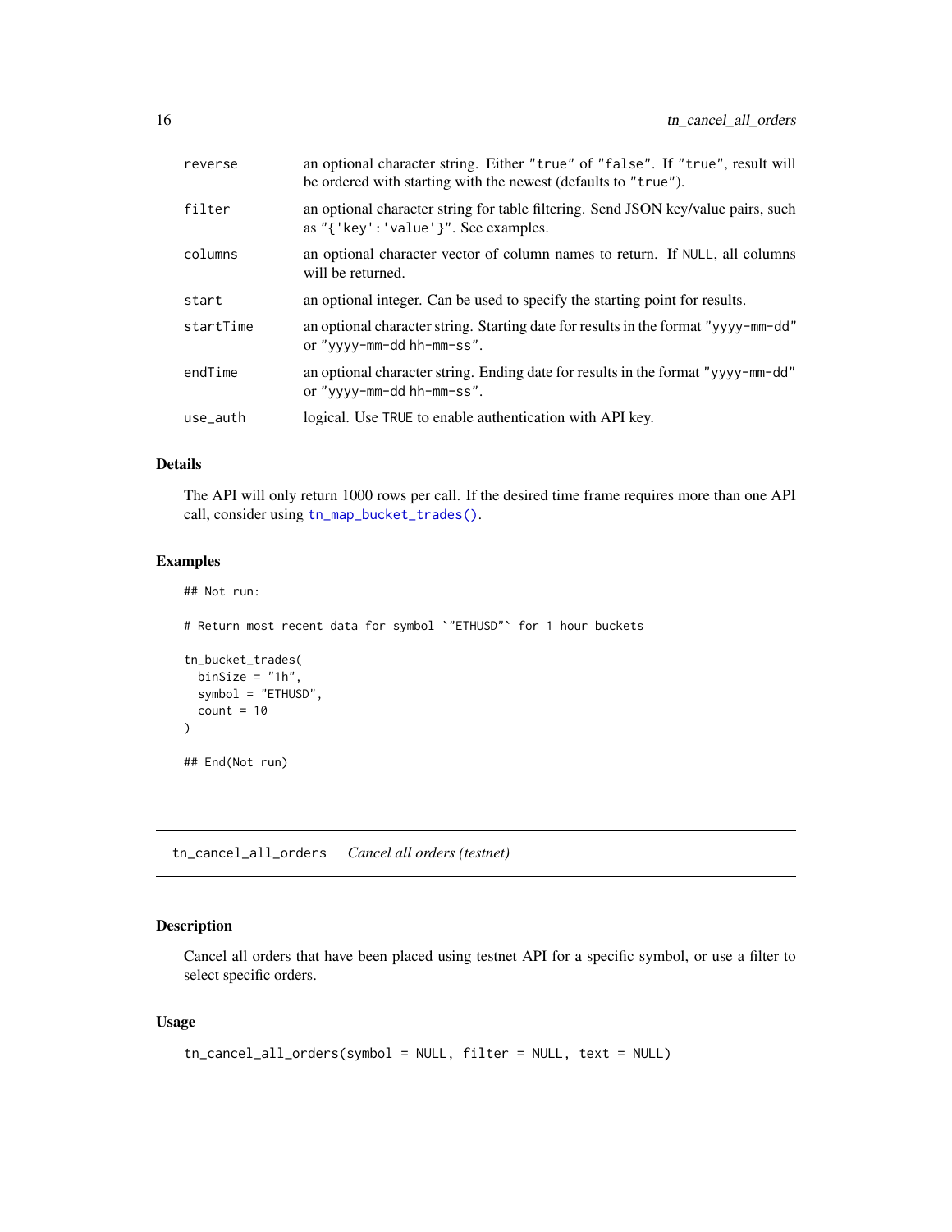| | |
|---|---|
| `reverse` | an optional character string. Either `"true"` of `"false"`. If `"true"`, result will be ordered with starting with the newest (defaults to `"true"`). |
| `filter` | an optional character string for table filtering. Send JSON key/value pairs, such as `"{'key':'value'}"`. See examples. |
| `columns` | an optional character vector of column names to return. If `NULL`, all columns will be returned. |
| `start` | an optional integer. Can be used to specify the starting point for results. |
| `startTime` | an optional character string. Starting date for results in the format `"yyyy-mm-dd"` or `"yyyy-mm-dd hh-mm-ss"`. |
| `endTime` | an optional character string. Ending date for results in the format `"yyyy-mm-dd"` or `"yyyy-mm-dd hh-mm-ss"`. |
| `use_auth` | logical. Use `TRUE` to enable authentication with API key. |

### Details

The API will only return 1000 rows per call. If the desired time frame requires more than one API call, consider using `tn_map_bucket_trades()`.

### Examples

```
## Not run:

# Return most recent data for symbol `"ETHUSD"` for 1 hour buckets

tn_bucket_trades(
  binSize = "1h",
  symbol = "ETHUSD",
  count = 10
)

## End(Not run)
```

---

## `tn_cancel_all_orders` *Cancel all orders (testnet)*

---

### Description

Cancel all orders that have been placed using testnet API for a specific symbol, or use a filter to select specific orders.

### Usage

```
tn_cancel_all_orders(symbol = NULL, filter = NULL, text = NULL)
```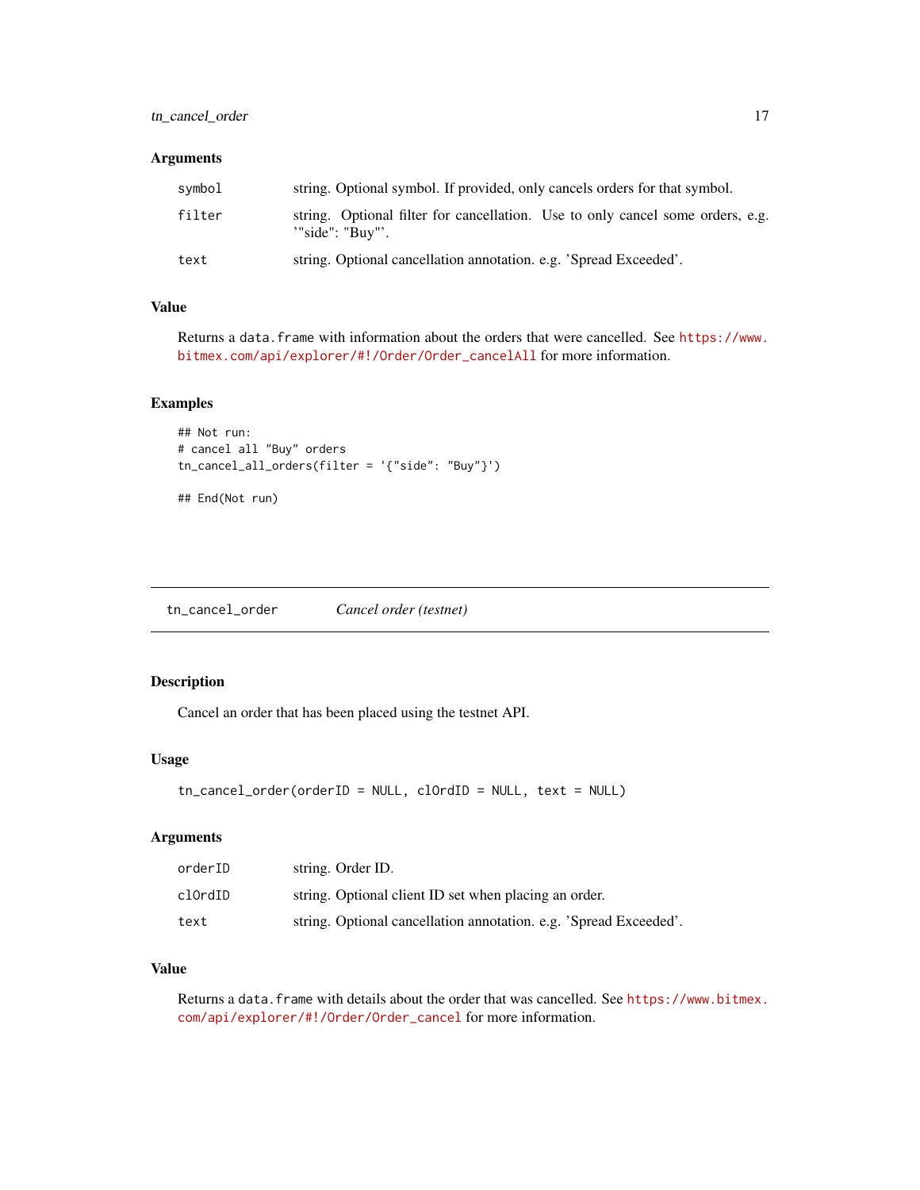### Arguments

| | |
|---|---|
| `symbol` | string. Optional symbol. If provided, only cancels orders for that symbol. |
| `filter` | string. Optional filter for cancellation. Use to only cancel some orders, e.g. '"side": "Buy"'. |
| `text` | string. Optional cancellation annotation. e.g. 'Spread Exceeded'. |

### Value

Returns a `data.frame` with information about the orders that were cancelled. See https://www.bitmex.com/api/explorer/#!/Order/Order_cancelAll for more information.

### Examples

```
## Not run:
# cancel all "Buy" orders
tn_cancel_all_orders(filter = '{"side": "Buy"}')

## End(Not run)
```

---

## tn_cancel_order *Cancel order (testnet)*

### Description

Cancel an order that has been placed using the testnet API.

### Usage

```
tn_cancel_order(orderID = NULL, clOrdID = NULL, text = NULL)
```

### Arguments

| | |
|---|---|
| `orderID` | string. Order ID. |
| `clOrdID` | string. Optional client ID set when placing an order. |
| `text` | string. Optional cancellation annotation. e.g. 'Spread Exceeded'. |

### Value

Returns a `data.frame` with details about the order that was cancelled. See https://www.bitmex.com/api/explorer/#!/Order/Order_cancel for more information.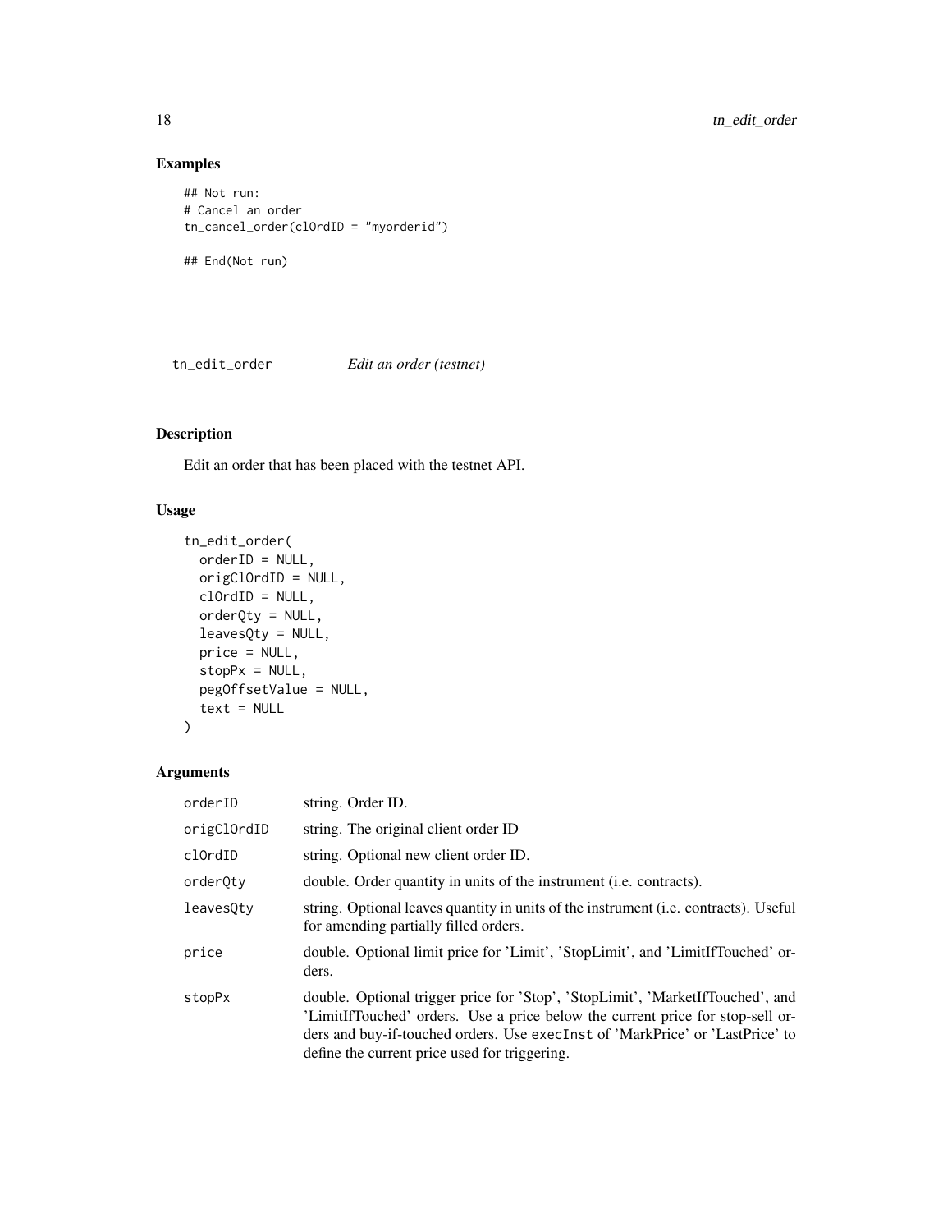## Examples

```
## Not run:
# Cancel an order
tn_cancel_order(clOrdID = "myorderid")

## End(Not run)
```

---

## tn_edit_order *Edit an order (testnet)*

### Description

Edit an order that has been placed with the testnet API.

### Usage

```
tn_edit_order(
  orderID = NULL,
  origClOrdID = NULL,
  clOrdID = NULL,
  orderQty = NULL,
  leavesQty = NULL,
  price = NULL,
  stopPx = NULL,
  pegOffsetValue = NULL,
  text = NULL
)
```

### Arguments

| | |
|---|---|
| orderID | string. Order ID. |
| origClOrdID | string. The original client order ID |
| clOrdID | string. Optional new client order ID. |
| orderQty | double. Order quantity in units of the instrument (i.e. contracts). |
| leavesQty | string. Optional leaves quantity in units of the instrument (i.e. contracts). Useful for amending partially filled orders. |
| price | double. Optional limit price for 'Limit', 'StopLimit', and 'LimitIfTouched' orders. |
| stopPx | double. Optional trigger price for 'Stop', 'StopLimit', 'MarketIfTouched', and 'LimitIfTouched' orders. Use a price below the current price for stop-sell orders and buy-if-touched orders. Use `execInst` of 'MarkPrice' or 'LastPrice' to define the current price used for triggering. |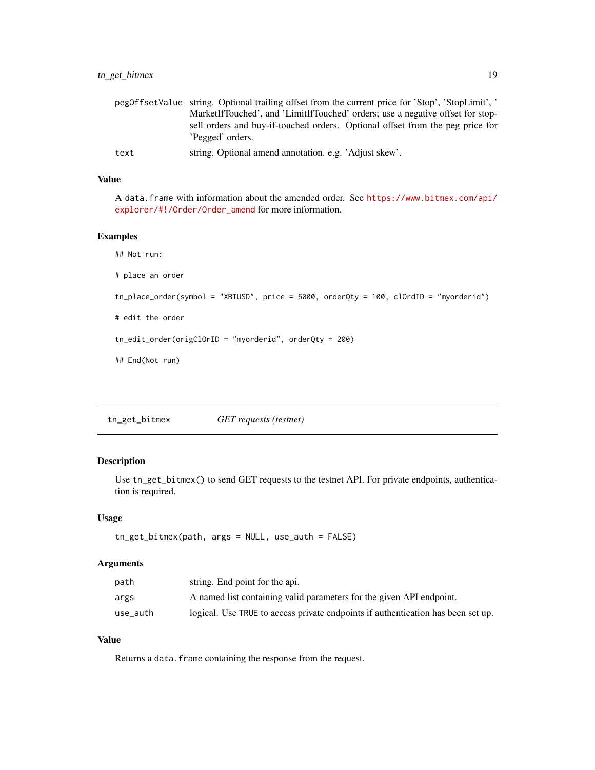| | |
|---|---|
| pegOffsetValue | string. Optional trailing offset from the current price for 'Stop', 'StopLimit', ' MarketIfTouched', and 'LimitIfTouched' orders; use a negative offset for stop-sell orders and buy-if-touched orders. Optional offset from the peg price for 'Pegged' orders. |
| text | string. Optional amend annotation. e.g. 'Adjust skew'. |

## Value

A data.frame with information about the amended order. See https://www.bitmex.com/api/explorer/#!/Order/Order_amend for more information.

## Examples

```
## Not run:

# place an order

tn_place_order(symbol = "XBTUSD", price = 5000, orderQty = 100, clOrdID = "myorderid")

# edit the order

tn_edit_order(origClOrID = "myorderid", orderQty = 200)

## End(Not run)
```

---

# tn_get_bitmex *GET requests (testnet)*

---

## Description

Use tn_get_bitmex() to send GET requests to the testnet API. For private endpoints, authentication is required.

## Usage

```
tn_get_bitmex(path, args = NULL, use_auth = FALSE)
```

## Arguments

| | |
|---|---|
| path | string. End point for the api. |
| args | A named list containing valid parameters for the given API endpoint. |
| use_auth | logical. Use TRUE to access private endpoints if authentication has been set up. |

## Value

Returns a data.frame containing the response from the request.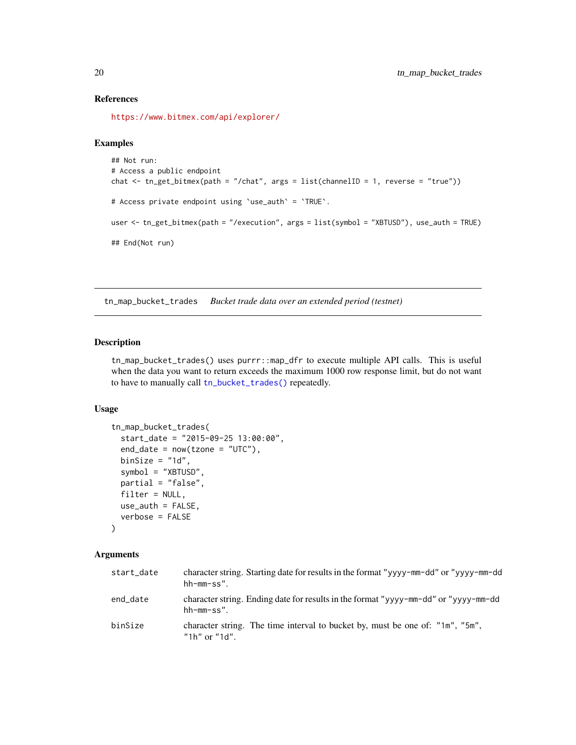### References

https://www.bitmex.com/api/explorer/

### Examples

```
## Not run:
# Access a public endpoint
chat <- tn_get_bitmex(path = "/chat", args = list(channelID = 1, reverse = "true"))

# Access private endpoint using `use_auth` = `TRUE`.

user <- tn_get_bitmex(path = "/execution", args = list(symbol = "XBTUSD"), use_auth = TRUE)

## End(Not run)
```

---

## tn_map_bucket_trades *Bucket trade data over an extended period (testnet)*

---

### Description

tn_map_bucket_trades() uses purrr::map_dfr to execute multiple API calls. This is useful when the data you want to return exceeds the maximum 1000 row response limit, but do not want to have to manually call tn_bucket_trades() repeatedly.

### Usage

```
tn_map_bucket_trades(
  start_date = "2015-09-25 13:00:00",
  end_date = now(tzone = "UTC"),
  binSize = "1d",
  symbol = "XBTUSD",
  partial = "false",
  filter = NULL,
  use_auth = FALSE,
  verbose = FALSE
)
```

### Arguments

| | |
|---|---|
| start_date | character string. Starting date for results in the format "yyyy-mm-dd" or "yyyy-mm-dd hh-mm-ss". |
| end_date | character string. Ending date for results in the format "yyyy-mm-dd" or "yyyy-mm-dd hh-mm-ss". |
| binSize | character string. The time interval to bucket by, must be one of: "1m", "5m", "1h" or "1d". |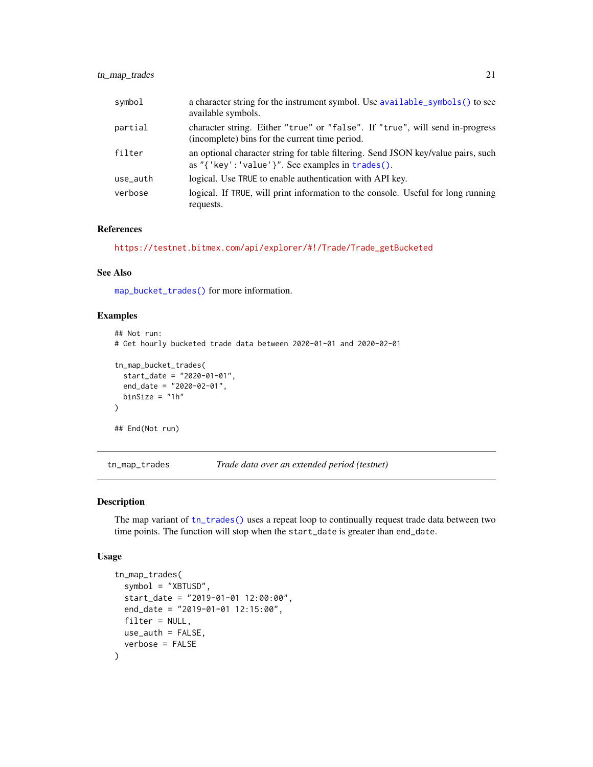| | |
|---|---|
| symbol | a character string for the instrument symbol. Use available_symbols() to see available symbols. |
| partial | character string. Either "true" or "false". If "true", will send in-progress (incomplete) bins for the current time period. |
| filter | an optional character string for table filtering. Send JSON key/value pairs, such as "{'key':'value'}". See examples in trades(). |
| use_auth | logical. Use TRUE to enable authentication with API key. |
| verbose | logical. If TRUE, will print information to the console. Useful for long running requests. |

### References

https://testnet.bitmex.com/api/explorer/#!/Trade/Trade_getBucketed

### See Also

map_bucket_trades() for more information.

### Examples

```
## Not run:
# Get hourly bucketed trade data between 2020-01-01 and 2020-02-01

tn_map_bucket_trades(
  start_date = "2020-01-01",
  end_date = "2020-02-01",
  binSize = "1h"
)

## End(Not run)
```

---

## tn_map_trades — *Trade data over an extended period (testnet)*

---

### Description

The map variant of tn_trades() uses a repeat loop to continually request trade data between two time points. The function will stop when the start_date is greater than end_date.

### Usage

```
tn_map_trades(
  symbol = "XBTUSD",
  start_date = "2019-01-01 12:00:00",
  end_date = "2019-01-01 12:15:00",
  filter = NULL,
  use_auth = FALSE,
  verbose = FALSE
)
```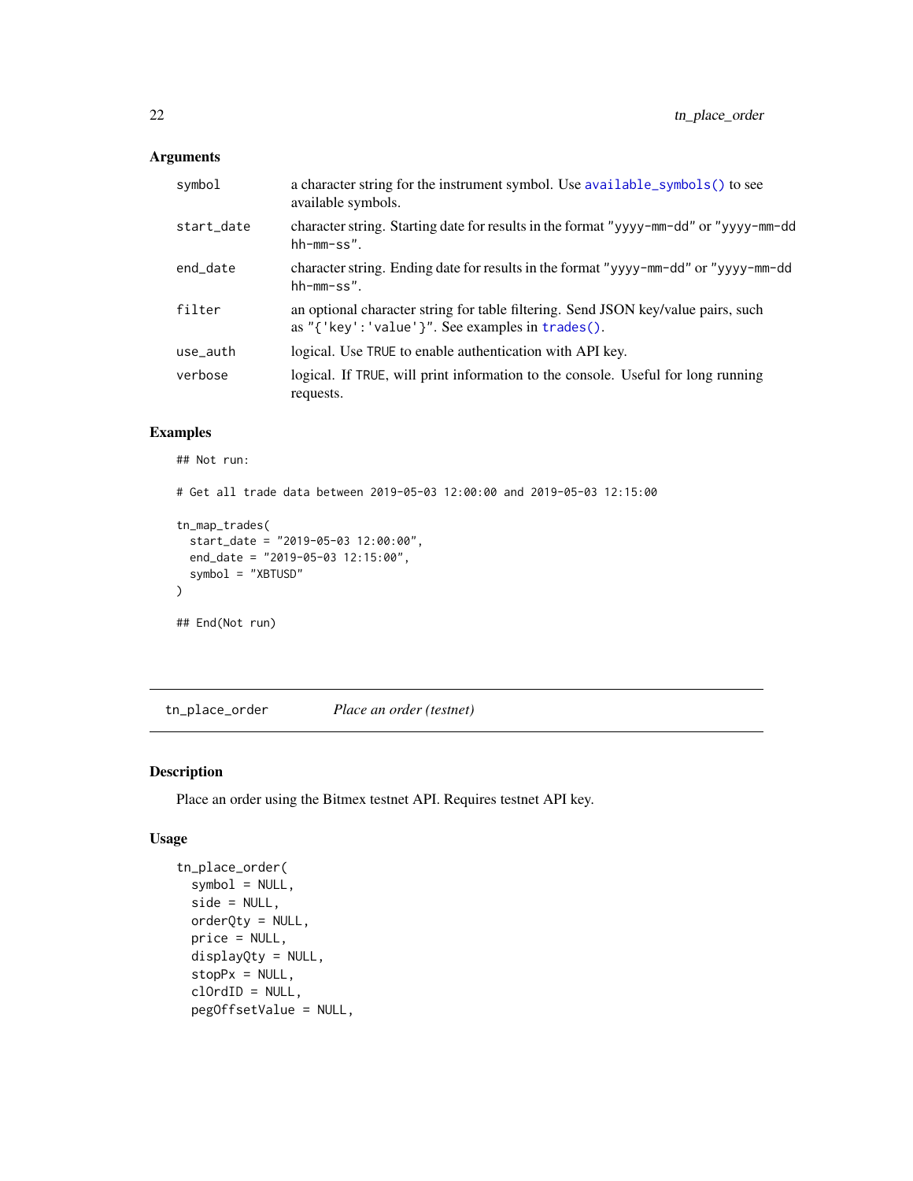### Arguments

| | |
|---|---|
| `symbol` | a character string for the instrument symbol. Use `available_symbols()` to see available symbols. |
| `start_date` | character string. Starting date for results in the format "yyyy-mm-dd" or "yyyy-mm-dd hh-mm-ss". |
| `end_date` | character string. Ending date for results in the format "yyyy-mm-dd" or "yyyy-mm-dd hh-mm-ss". |
| `filter` | an optional character string for table filtering. Send JSON key/value pairs, such as "{'key':'value'}". See examples in `trades()`. |
| `use_auth` | logical. Use TRUE to enable authentication with API key. |
| `verbose` | logical. If TRUE, will print information to the console. Useful for long running requests. |

### Examples

```
## Not run:

# Get all trade data between 2019-05-03 12:00:00 and 2019-05-03 12:15:00

tn_map_trades(
  start_date = "2019-05-03 12:00:00",
  end_date = "2019-05-03 12:15:00",
  symbol = "XBTUSD"
)

## End(Not run)
```

---

## tn_place_order    *Place an order (testnet)*

---

### Description

Place an order using the Bitmex testnet API. Requires testnet API key.

### Usage

```
tn_place_order(
  symbol = NULL,
  side = NULL,
  orderQty = NULL,
  price = NULL,
  displayQty = NULL,
  stopPx = NULL,
  clOrdID = NULL,
  pegOffsetValue = NULL,
```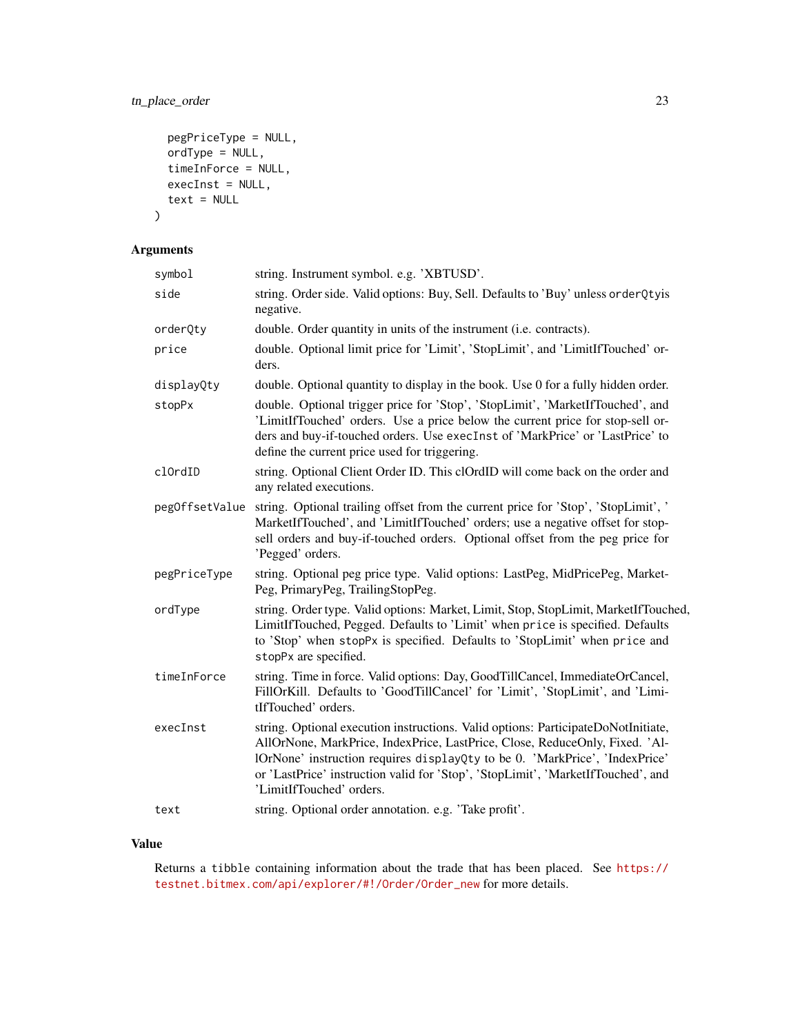```
  pegPriceType = NULL,
  ordType = NULL,
  timeInForce = NULL,
  execInst = NULL,
  text = NULL
)
```

## Arguments

| | |
|---|---|
| `symbol` | string. Instrument symbol. e.g. 'XBTUSD'. |
| `side` | string. Order side. Valid options: Buy, Sell. Defaults to 'Buy' unless `orderQty`is negative. |
| `orderQty` | double. Order quantity in units of the instrument (i.e. contracts). |
| `price` | double. Optional limit price for 'Limit', 'StopLimit', and 'LimitIfTouched' orders. |
| `displayQty` | double. Optional quantity to display in the book. Use 0 for a fully hidden order. |
| `stopPx` | double. Optional trigger price for 'Stop', 'StopLimit', 'MarketIfTouched', and 'LimitIfTouched' orders. Use a price below the current price for stop-sell orders and buy-if-touched orders. Use `execInst` of 'MarkPrice' or 'LastPrice' to define the current price used for triggering. |
| `clOrdID` | string. Optional Client Order ID. This clOrdID will come back on the order and any related executions. |
| `pegOffsetValue` | string. Optional trailing offset from the current price for 'Stop', 'StopLimit', ' MarketIfTouched', and 'LimitIfTouched' orders; use a negative offset for stop-sell orders and buy-if-touched orders. Optional offset from the peg price for 'Pegged' orders. |
| `pegPriceType` | string. Optional peg price type. Valid options: LastPeg, MidPricePeg, MarketPeg, PrimaryPeg, TrailingStopPeg. |
| `ordType` | string. Order type. Valid options: Market, Limit, Stop, StopLimit, MarketIfTouched, LimitIfTouched, Pegged. Defaults to 'Limit' when `price` is specified. Defaults to 'Stop' when `stopPx` is specified. Defaults to 'StopLimit' when `price` and `stopPx` are specified. |
| `timeInForce` | string. Time in force. Valid options: Day, GoodTillCancel, ImmediateOrCancel, FillOrKill. Defaults to 'GoodTillCancel' for 'Limit', 'StopLimit', and 'LimitIfTouched' orders. |
| `execInst` | string. Optional execution instructions. Valid options: ParticipateDoNotInitiate, AllOrNone, MarkPrice, IndexPrice, LastPrice, Close, ReduceOnly, Fixed. 'AllOrNone' instruction requires `displayQty` to be 0. 'MarkPrice', 'IndexPrice' or 'LastPrice' instruction valid for 'Stop', 'StopLimit', 'MarketIfTouched', and 'LimitIfTouched' orders. |
| `text` | string. Optional order annotation. e.g. 'Take profit'. |

## Value

Returns a `tibble` containing information about the trade that has been placed. See https://testnet.bitmex.com/api/explorer/#!/Order/Order_new for more details.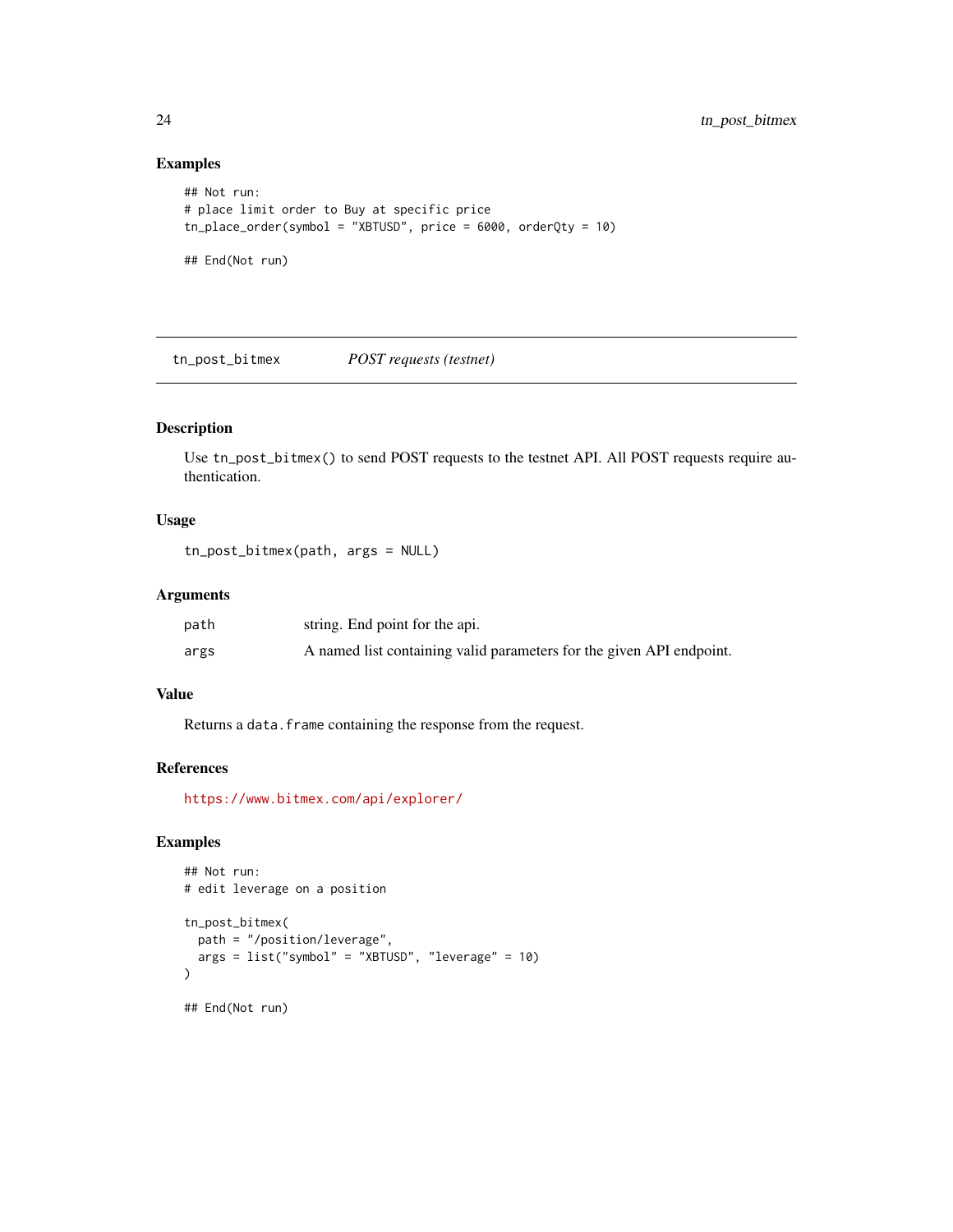## Examples

```
## Not run:
# place limit order to Buy at specific price
tn_place_order(symbol = "XBTUSD", price = 6000, orderQty = 10)

## End(Not run)
```

---

## tn_post_bitmex — *POST requests (testnet)*

### Description

Use `tn_post_bitmex()` to send POST requests to the testnet API. All POST requests require authentication.

### Usage

```
tn_post_bitmex(path, args = NULL)
```

### Arguments

| | |
|---|---|
| `path` | string. End point for the api. |
| `args` | A named list containing valid parameters for the given API endpoint. |

### Value

Returns a `data.frame` containing the response from the request.

### References

https://www.bitmex.com/api/explorer/

### Examples

```
## Not run:
# edit leverage on a position

tn_post_bitmex(
  path = "/position/leverage",
  args = list("symbol" = "XBTUSD", "leverage" = 10)
)

## End(Not run)
```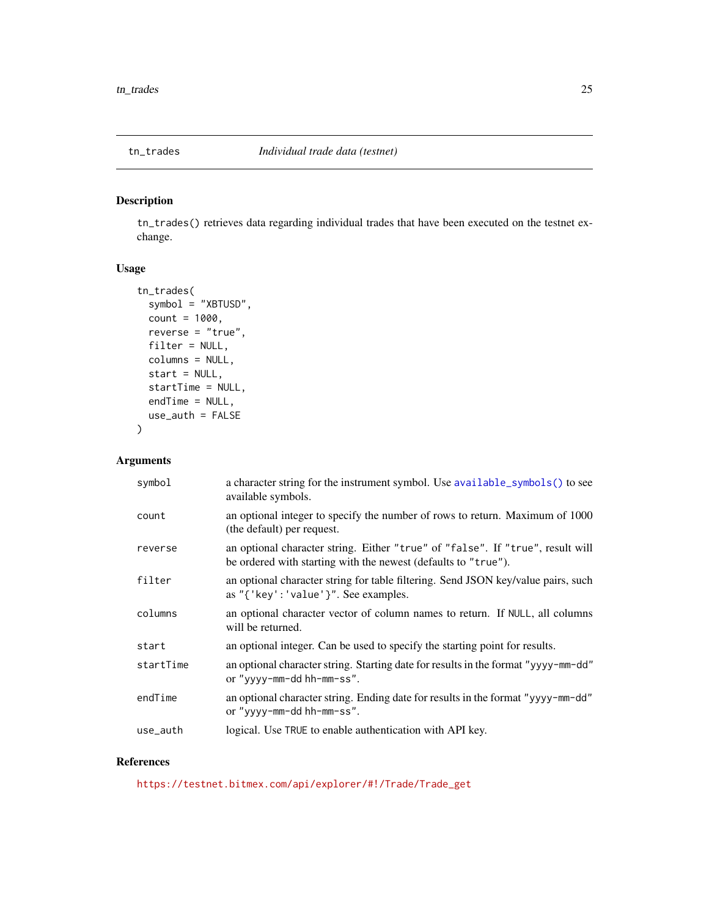## tn_trades — *Individual trade data (testnet)*

### Description

tn_trades() retrieves data regarding individual trades that have been executed on the testnet exchange.

### Usage

```
tn_trades(
  symbol = "XBTUSD",
  count = 1000,
  reverse = "true",
  filter = NULL,
  columns = NULL,
  start = NULL,
  startTime = NULL,
  endTime = NULL,
  use_auth = FALSE
)
```

### Arguments

| | |
|---|---|
| symbol | a character string for the instrument symbol. Use available_symbols() to see available symbols. |
| count | an optional integer to specify the number of rows to return. Maximum of 1000 (the default) per request. |
| reverse | an optional character string. Either "true" of "false". If "true", result will be ordered with starting with the newest (defaults to "true"). |
| filter | an optional character string for table filtering. Send JSON key/value pairs, such as "{'key':'value'}". See examples. |
| columns | an optional character vector of column names to return. If NULL, all columns will be returned. |
| start | an optional integer. Can be used to specify the starting point for results. |
| startTime | an optional character string. Starting date for results in the format "yyyy-mm-dd" or "yyyy-mm-dd hh-mm-ss". |
| endTime | an optional character string. Ending date for results in the format "yyyy-mm-dd" or "yyyy-mm-dd hh-mm-ss". |
| use_auth | logical. Use TRUE to enable authentication with API key. |

### References

https://testnet.bitmex.com/api/explorer/#!/Trade/Trade_get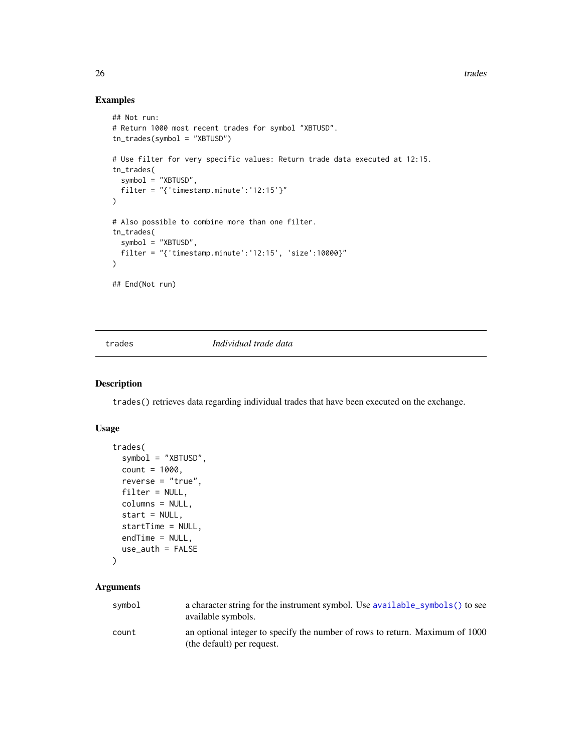## Examples

```
## Not run:
# Return 1000 most recent trades for symbol "XBTUSD".
tn_trades(symbol = "XBTUSD")

# Use filter for very specific values: Return trade data executed at 12:15.
tn_trades(
  symbol = "XBTUSD",
  filter = "{'timestamp.minute':'12:15'}"
)

# Also possible to combine more than one filter.
tn_trades(
  symbol = "XBTUSD",
  filter = "{'timestamp.minute':'12:15', 'size':10000}"
)

## End(Not run)
```

---

# trades &nbsp;&nbsp;&nbsp;&nbsp; *Individual trade data*

---

## Description

trades() retrieves data regarding individual trades that have been executed on the exchange.

## Usage

```
trades(
  symbol = "XBTUSD",
  count = 1000,
  reverse = "true",
  filter = NULL,
  columns = NULL,
  start = NULL,
  startTime = NULL,
  endTime = NULL,
  use_auth = FALSE
)
```

## Arguments

| | |
|---|---|
| symbol | a character string for the instrument symbol. Use available_symbols() to see available symbols. |
| count | an optional integer to specify the number of rows to return. Maximum of 1000 (the default) per request. |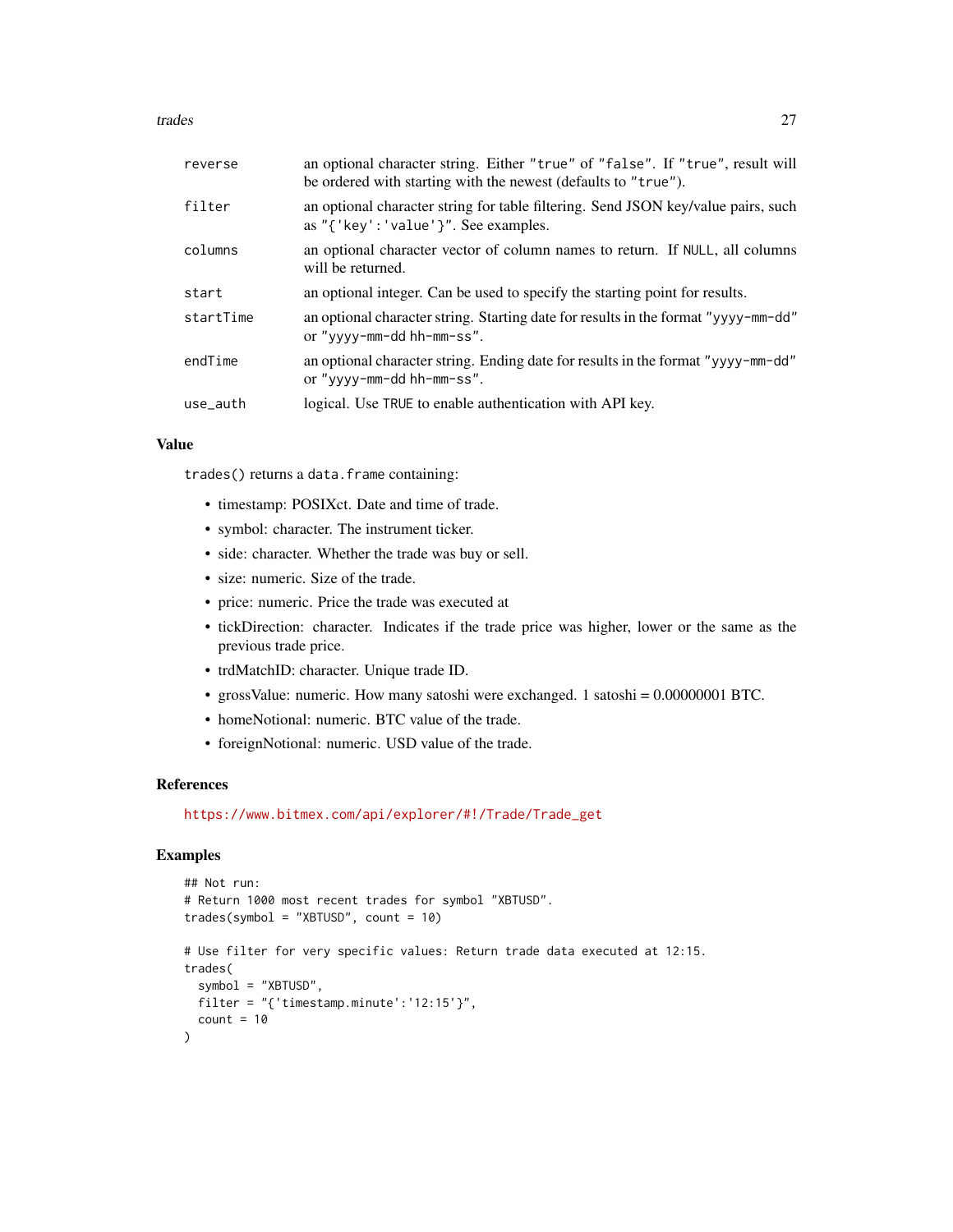| | |
|---|---|
| reverse | an optional character string. Either "true" of "false". If "true", result will be ordered with starting with the newest (defaults to "true"). |
| filter | an optional character string for table filtering. Send JSON key/value pairs, such as "{'key':'value'}". See examples. |
| columns | an optional character vector of column names to return. If NULL, all columns will be returned. |
| start | an optional integer. Can be used to specify the starting point for results. |
| startTime | an optional character string. Starting date for results in the format "yyyy-mm-dd" or "yyyy-mm-dd hh-mm-ss". |
| endTime | an optional character string. Ending date for results in the format "yyyy-mm-dd" or "yyyy-mm-dd hh-mm-ss". |
| use_auth | logical. Use TRUE to enable authentication with API key. |

## Value

trades() returns a data.frame containing:

- timestamp: POSIXct. Date and time of trade.
- symbol: character. The instrument ticker.
- side: character. Whether the trade was buy or sell.
- size: numeric. Size of the trade.
- price: numeric. Price the trade was executed at
- tickDirection: character. Indicates if the trade price was higher, lower or the same as the previous trade price.
- trdMatchID: character. Unique trade ID.
- grossValue: numeric. How many satoshi were exchanged. 1 satoshi = 0.00000001 BTC.
- homeNotional: numeric. BTC value of the trade.
- foreignNotional: numeric. USD value of the trade.

## References

https://www.bitmex.com/api/explorer/#!/Trade/Trade_get

## Examples

```
## Not run:
# Return 1000 most recent trades for symbol "XBTUSD".
trades(symbol = "XBTUSD", count = 10)

# Use filter for very specific values: Return trade data executed at 12:15.
trades(
  symbol = "XBTUSD",
  filter = "{'timestamp.minute':'12:15'}",
  count = 10
)
```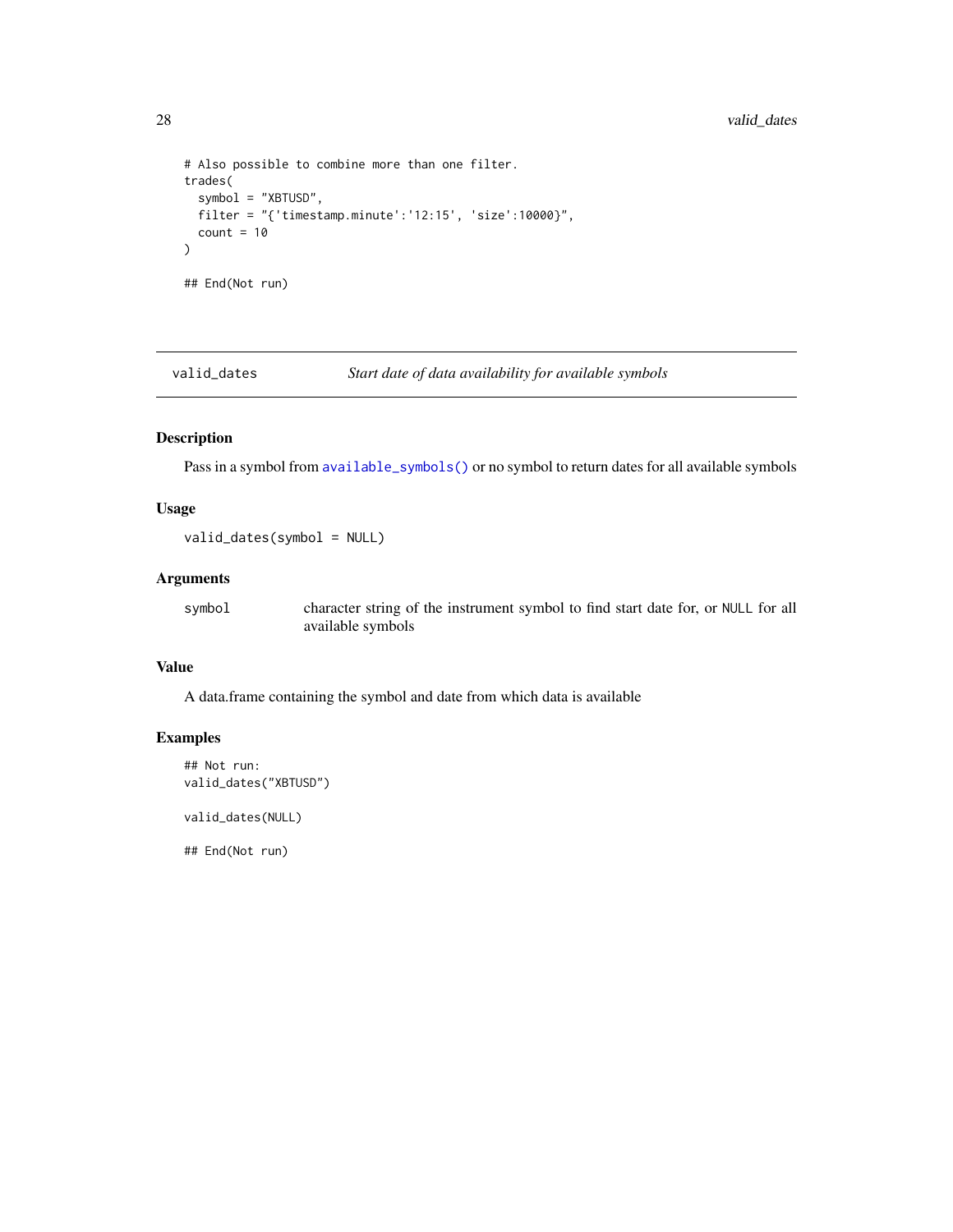```
# Also possible to combine more than one filter.
trades(
  symbol = "XBTUSD",
  filter = "{'timestamp.minute':'12:15', 'size':10000}",
  count = 10
)

## End(Not run)
```

---

## valid_dates — *Start date of data availability for available symbols*

---

### Description

Pass in a symbol from `available_symbols()` or no symbol to return dates for all available symbols

### Usage

```
valid_dates(symbol = NULL)
```

### Arguments

| | |
|---|---|
| `symbol` | character string of the instrument symbol to find start date for, or `NULL` for all available symbols |

### Value

A data.frame containing the symbol and date from which data is available

### Examples

```
## Not run:
valid_dates("XBTUSD")

valid_dates(NULL)

## End(Not run)
```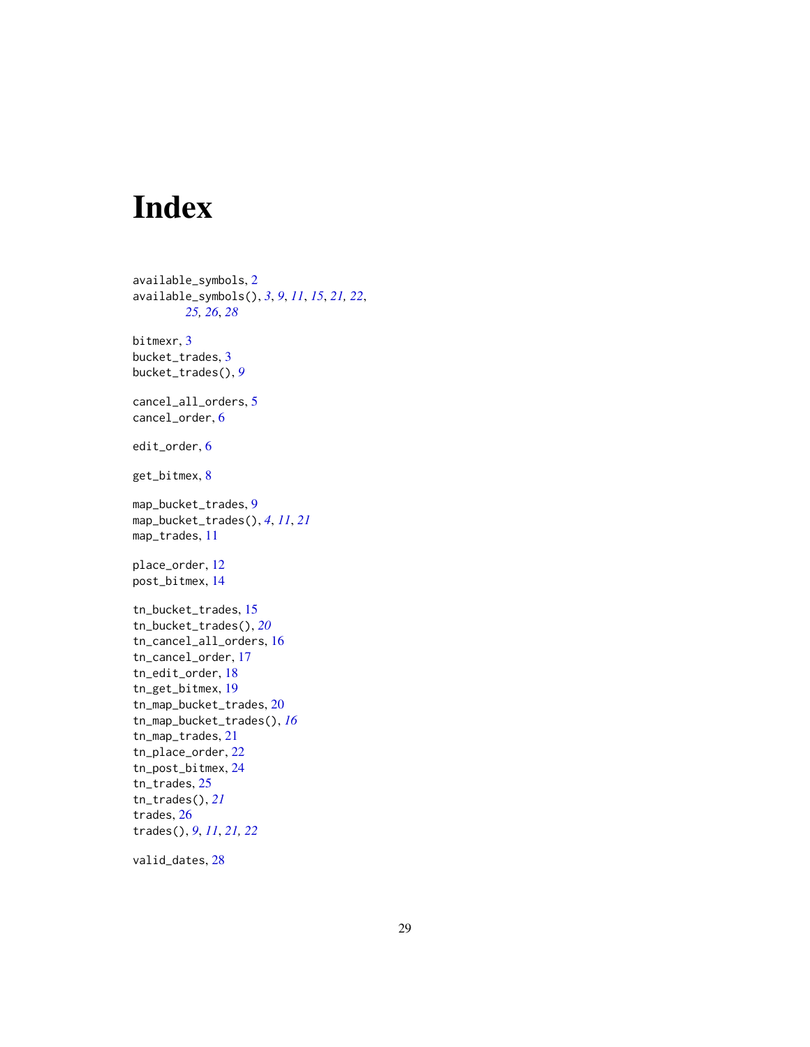# Index

available_symbols, 2
available_symbols(), *3*, *9*, *11*, *15*, *21, 22*, *25, 26*, *28*

bitmexr, 3
bucket_trades, 3
bucket_trades(), *9*

cancel_all_orders, 5
cancel_order, 6

edit_order, 6

get_bitmex, 8

map_bucket_trades, 9
map_bucket_trades(), *4*, *11*, *21*
map_trades, 11

place_order, 12
post_bitmex, 14

tn_bucket_trades, 15
tn_bucket_trades(), *20*
tn_cancel_all_orders, 16
tn_cancel_order, 17
tn_edit_order, 18
tn_get_bitmex, 19
tn_map_bucket_trades, 20
tn_map_bucket_trades(), *16*
tn_map_trades, 21
tn_place_order, 22
tn_post_bitmex, 24
tn_trades, 25
tn_trades(), *21*
trades, 26
trades(), *9*, *11*, *21, 22*

valid_dates, 28